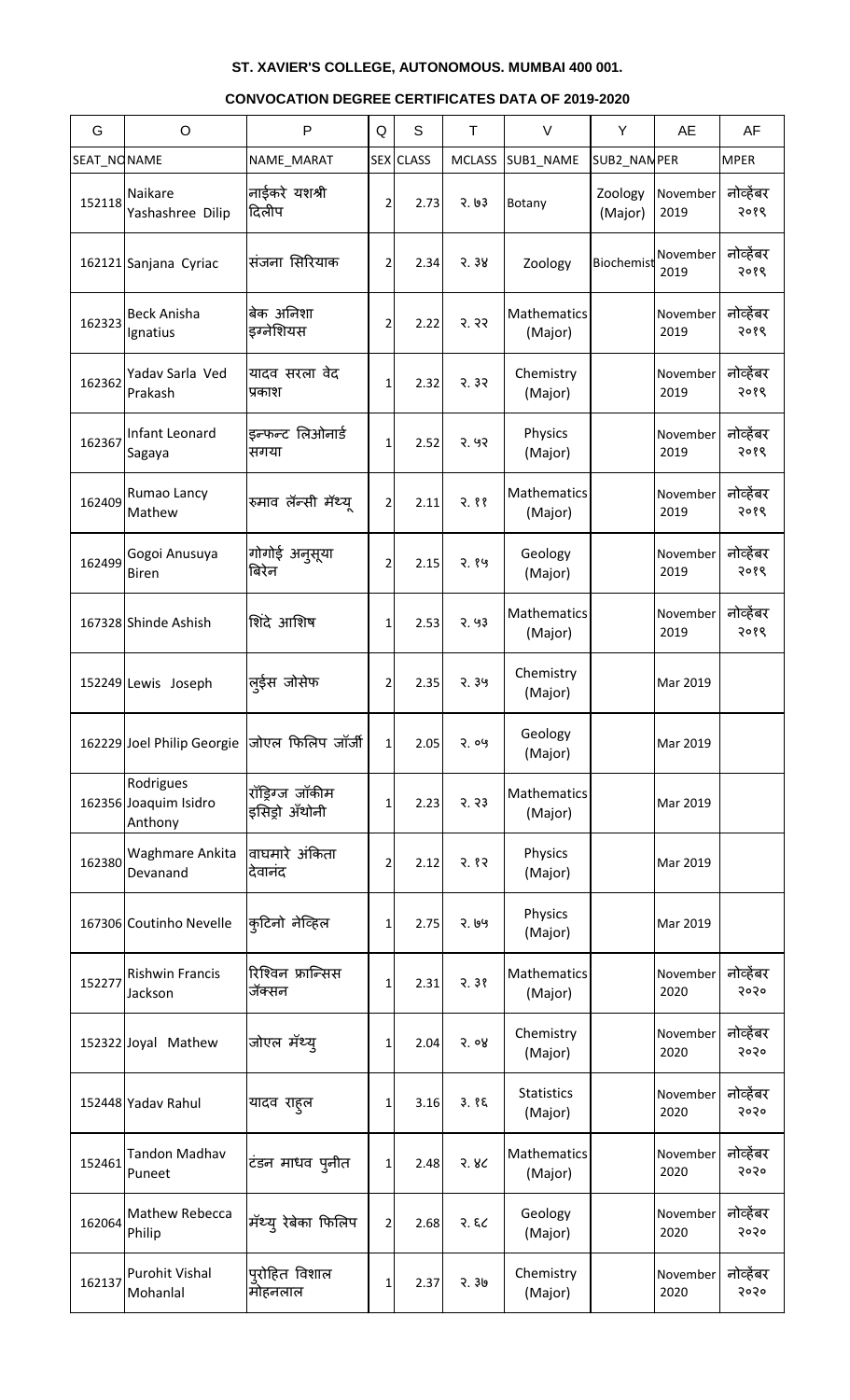**ST. XAVIER'S COLLEGE, AUTONOMOUS. MUMBAI 400 001.**

**CONVOCATION DEGREE CERTIFICATES DATA OF 2019-2020**

| G | O | P | Q | S | T | V | Y | AE | AF |
|---|---|---|---|---|---|---|---|---|---|
| SEAT_NO | NAME | NAME_MARAT | SEX | CLASS | MCLASS | SUB1_NAME | SUB2_NAM | PER | MPER |
| 152118 | Naikare Yashashree Dilip | नाईकरे यशश्री दिलीप | 2 | 2.73 | २.७३ | Botany | Zoology (Major) | November 2019 | नोव्हेंबर २०१९ |
| 162121 | Sanjana Cyriac | संजना सिरियाक | 2 | 2.34 | २.३४ | Zoology | Biochemist | November 2019 | नोव्हेंबर २०१९ |
| 162323 | Beck Anisha Ignatius | बेक अनिशा इग्नेशियस | 2 | 2.22 | २.२२ | Mathematics (Major) | | November 2019 | नोव्हेंबर २०१९ |
| 162362 | Yadav Sarla Ved Prakash | यादव सरला वेद प्रकाश | 1 | 2.32 | २.३२ | Chemistry (Major) | | November 2019 | नोव्हेंबर २०१९ |
| 162367 | Infant Leonard Sagaya | इन्फन्ट लिओनार्ड सगया | 1 | 2.52 | २.५२ | Physics (Major) | | November 2019 | नोव्हेंबर २०१९ |
| 162409 | Rumao Lancy Mathew | रुमाव लॅन्सी मॅथ्यू | 2 | 2.11 | २.११ | Mathematics (Major) | | November 2019 | नोव्हेंबर २०१९ |
| 162499 | Gogoi Anusuya Biren | गोगोई अनुसूया बिरेन | 2 | 2.15 | २.१५ | Geology (Major) | | November 2019 | नोव्हेंबर २०१९ |
| 167328 | Shinde Ashish | शिंदे आशिष | 1 | 2.53 | २.५३ | Mathematics (Major) | | November 2019 | नोव्हेंबर २०१९ |
| 152249 | Lewis Joseph | लुईस जोसेफ | 2 | 2.35 | २.३५ | Chemistry (Major) | | Mar 2019 | |
| 162229 | Joel Philip Georgie | जोएल फिलिप जॉर्जी | 1 | 2.05 | २.०५ | Geology (Major) | | Mar 2019 | |
| 162356 | Rodrigues Joaquim Isidro Anthony | रॉड्रिग्ज जॉकीम इसिड्रो अँथोनी | 1 | 2.23 | २.२३ | Mathematics (Major) | | Mar 2019 | |
| 162380 | Waghmare Ankita Devanand | वाघमारे अंकिता देवानंद | 2 | 2.12 | २.१२ | Physics (Major) | | Mar 2019 | |
| 167306 | Coutinho Nevelle | कुटिनो नेव्हिल | 1 | 2.75 | २.७५ | Physics (Major) | | Mar 2019 | |
| 152277 | Rishwin Francis Jackson | रिश्विन फ्रान्सिस जॅक्सन | 1 | 2.31 | २.३१ | Mathematics (Major) | | November 2020 | नोव्हेंबर २०२० |
| 152322 | Joyal Mathew | जोएल मॅथ्यु | 1 | 2.04 | २.०४ | Chemistry (Major) | | November 2020 | नोव्हेंबर २०२० |
| 152448 | Yadav Rahul | यादव राहुल | 1 | 3.16 | ३.१६ | Statistics (Major) | | November 2020 | नोव्हेंबर २०२० |
| 152461 | Tandon Madhav Puneet | टंडन माधव पुनीत | 1 | 2.48 | २.४८ | Mathematics (Major) | | November 2020 | नोव्हेंबर २०२० |
| 162064 | Mathew Rebecca Philip | मॅथ्यु रेबेका फिलिप | 2 | 2.68 | २.६८ | Geology (Major) | | November 2020 | नोव्हेंबर २०२० |
| 162137 | Purohit Vishal Mohanlal | पुरोहित विशाल मोहनलाल | 1 | 2.37 | २.३७ | Chemistry (Major) | | November 2020 | नोव्हेंबर २०२० |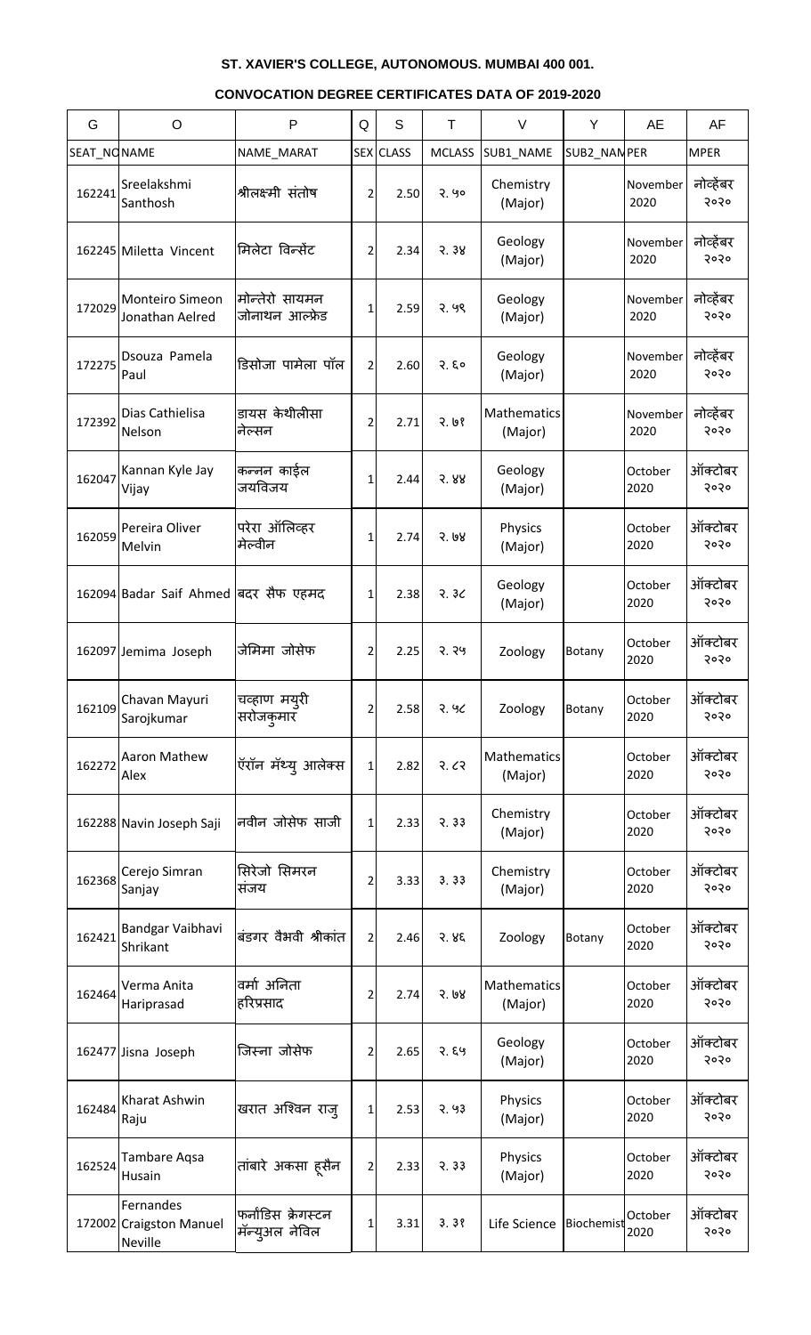**ST. XAVIER'S COLLEGE, AUTONOMOUS. MUMBAI 400 001.**

**CONVOCATION DEGREE CERTIFICATES DATA OF 2019-2020**

| G | O | P | Q | S | T | V | Y | AE | AF |
|---|---|---|---|---|---|---|---|---|---|
| SEAT_NO | NAME | NAME_MARAT | SEX | CLASS | MCLASS | SUB1_NAME | SUB2_NAM | PER | MPER |
| 162241 | Sreelakshmi Santhosh | श्रीलक्ष्मी संतोष | 2 | 2.50 | २.५० | Chemistry (Major) | | November 2020 | नोव्हेंबर २०२० |
| 162245 | Miletta Vincent | मिलेटा विन्सेंट | 2 | 2.34 | २.३४ | Geology (Major) | | November 2020 | नोव्हेंबर २०२० |
| 172029 | Monteiro Simeon Jonathan Aelred | मोन्तेरो सायमन जोनाथन आल्फ्रेड | 1 | 2.59 | २.५९ | Geology (Major) | | November 2020 | नोव्हेंबर २०२० |
| 172275 | Dsouza Pamela Paul | डिसोजा पामेला पॉल | 2 | 2.60 | २.६० | Geology (Major) | | November 2020 | नोव्हेंबर २०२० |
| 172392 | Dias Cathielisa Nelson | डायस केथीलीसा नेल्सन | 2 | 2.71 | २.७१ | Mathematics (Major) | | November 2020 | नोव्हेंबर २०२० |
| 162047 | Kannan Kyle Jay Vijay | कन्नन काईल जयविजय | 1 | 2.44 | २.४४ | Geology (Major) | | October 2020 | ऑक्टोबर २०२० |
| 162059 | Pereira Oliver Melvin | परेरा ऑलिव्हर मेल्वीन | 1 | 2.74 | २.७४ | Physics (Major) | | October 2020 | ऑक्टोबर २०२० |
| 162094 | Badar Saif Ahmed | बदर सैफ एहमद | 1 | 2.38 | २.३८ | Geology (Major) | | October 2020 | ऑक्टोबर २०२० |
| 162097 | Jemima Joseph | जेमिमा जोसेफ | 2 | 2.25 | २.२५ | Zoology | Botany | October 2020 | ऑक्टोबर २०२० |
| 162109 | Chavan Mayuri Sarojkumar | चव्हाण मयुरी सरोजकुमार | 2 | 2.58 | २.५८ | Zoology | Botany | October 2020 | ऑक्टोबर २०२० |
| 162272 | Aaron Mathew Alex | ॲरॉन मॅथ्यु आलेक्स | 1 | 2.82 | २.८२ | Mathematics (Major) | | October 2020 | ऑक्टोबर २०२० |
| 162288 | Navin Joseph Saji | नवीन जोसेफ साजी | 1 | 2.33 | २.३३ | Chemistry (Major) | | October 2020 | ऑक्टोबर २०२० |
| 162368 | Cerejo Simran Sanjay | सिरेजो सिमरन संजय | 2 | 3.33 | ३.३३ | Chemistry (Major) | | October 2020 | ऑक्टोबर २०२० |
| 162421 | Bandgar Vaibhavi Shrikant | बंडगर वैभवी श्रीकांत | 2 | 2.46 | २.४६ | Zoology | Botany | October 2020 | ऑक्टोबर २०२० |
| 162464 | Verma Anita Hariprasad | वर्मा अनिता हरिप्रसाद | 2 | 2.74 | २.७४ | Mathematics (Major) | | October 2020 | ऑक्टोबर २०२० |
| 162477 | Jisna Joseph | जिस्ना जोसेफ | 2 | 2.65 | २.६५ | Geology (Major) | | October 2020 | ऑक्टोबर २०२० |
| 162484 | Kharat Ashwin Raju | खरात अश्विन राजु | 1 | 2.53 | २.५३ | Physics (Major) | | October 2020 | ऑक्टोबर २०२० |
| 162524 | Tambare Aqsa Husain | तांबारे अकसा हूसैन | 2 | 2.33 | २.३३ | Physics (Major) | | October 2020 | ऑक्टोबर २०२० |
| 172002 | Fernandes Craigston Manuel Neville | फर्नांडिस क्रेगस्टन मॅन्युअल नेविल | 1 | 3.31 | ३.३१ | Life Science | Biochemist | October 2020 | ऑक्टोबर २०२० |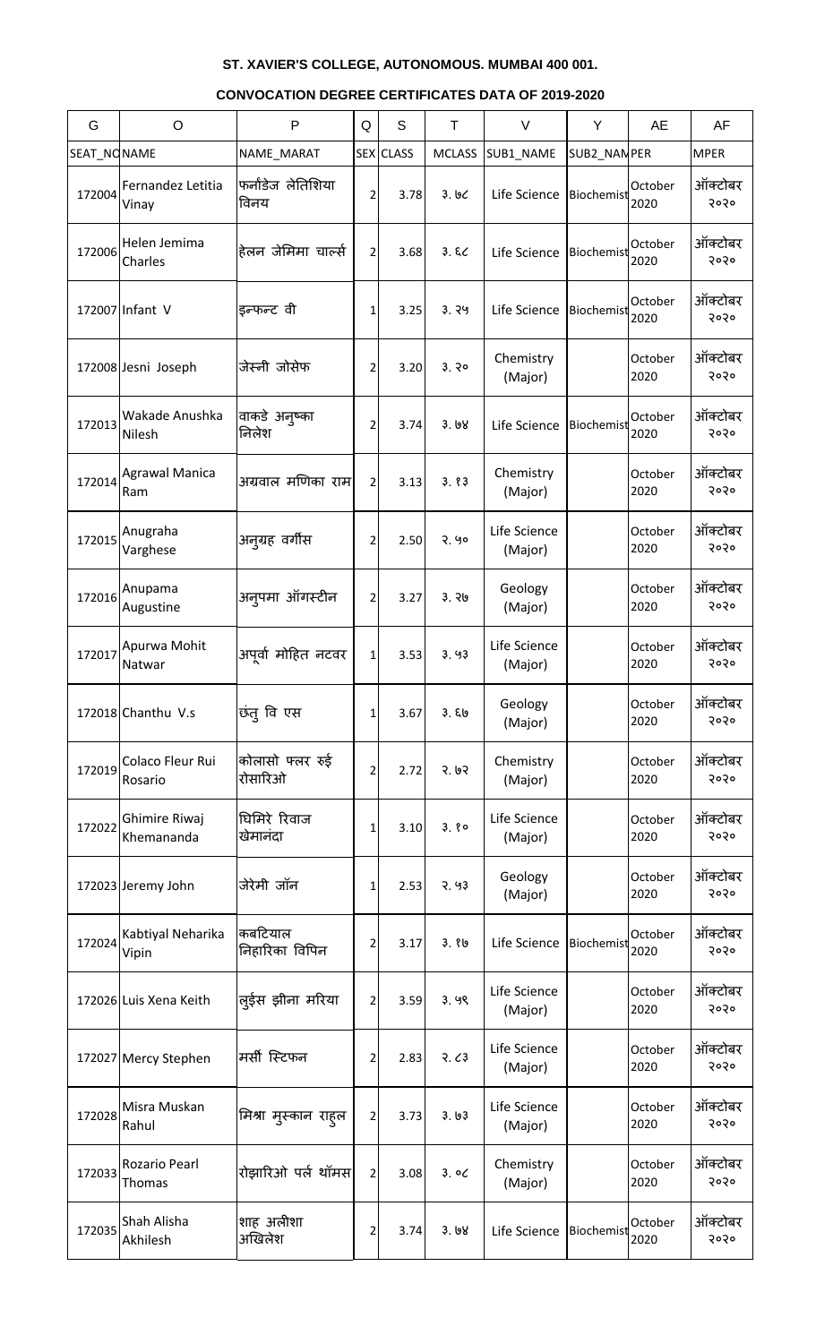**ST. XAVIER'S COLLEGE, AUTONOMOUS. MUMBAI 400 001.**

**CONVOCATION DEGREE CERTIFICATES DATA OF 2019-2020**

| G | O | P | Q | S | T | V | Y | AE | AF |
|---|---|---|---|---|---|---|---|---|---|
| SEAT_NO | NAME | NAME_MARAT | SEX | CLASS | MCLASS | SUB1_NAME | SUB2_NAM | PER | MPER |
| 172004 | Fernandez Letitia Vinay | फर्नांडेज लेतिशिया विनय | 2 | 3.78 | ३.७८ | Life Science | Biochemist | October 2020 | ऑक्टोबर २०२० |
| 172006 | Helen Jemima Charles | हेलन जेमिमा चार्ल्स | 2 | 3.68 | ३.६८ | Life Science | Biochemist | October 2020 | ऑक्टोबर २०२० |
| 172007 | Infant V | इन्फन्ट वी | 1 | 3.25 | ३.२५ | Life Science | Biochemist | October 2020 | ऑक्टोबर २०२० |
| 172008 | Jesni Joseph | जेस्नी जोसेफ | 2 | 3.20 | ३.२० | Chemistry (Major) | | October 2020 | ऑक्टोबर २०२० |
| 172013 | Wakade Anushka Nilesh | वाकडे अनुष्का निलेश | 2 | 3.74 | ३.७४ | Life Science | Biochemist | October 2020 | ऑक्टोबर २०२० |
| 172014 | Agrawal Manica Ram | अग्रवाल मणिका राम | 2 | 3.13 | ३.१३ | Chemistry (Major) | | October 2020 | ऑक्टोबर २०२० |
| 172015 | Anugraha Varghese | अनुग्रह वर्गीस | 2 | 2.50 | २.५० | Life Science (Major) | | October 2020 | ऑक्टोबर २०२० |
| 172016 | Anupama Augustine | अनुपमा ऑगस्टीन | 2 | 3.27 | ३.२७ | Geology (Major) | | October 2020 | ऑक्टोबर २०२० |
| 172017 | Apurwa Mohit Natwar | अपूर्वा मोहित नटवर | 1 | 3.53 | ३.५३ | Life Science (Major) | | October 2020 | ऑक्टोबर २०२० |
| 172018 | Chanthu V.s | छंतु वि एस | 1 | 3.67 | ३.६७ | Geology (Major) | | October 2020 | ऑक्टोबर २०२० |
| 172019 | Colaco Fleur Rui Rosario | कोलासो फ्लर रुई रोसारिओ | 2 | 2.72 | २.७२ | Chemistry (Major) | | October 2020 | ऑक्टोबर २०२० |
| 172022 | Ghimire Riwaj Khemananda | घिमिरे रिवाज खेमानंदा | 1 | 3.10 | ३.१० | Life Science (Major) | | October 2020 | ऑक्टोबर २०२० |
| 172023 | Jeremy John | जेरेमी जॉन | 1 | 2.53 | २.५३ | Geology (Major) | | October 2020 | ऑक्टोबर २०२० |
| 172024 | Kabtiyal Neharika Vipin | कबटियाल निहारिका विपिन | 2 | 3.17 | ३.१७ | Life Science | Biochemist | October 2020 | ऑक्टोबर २०२० |
| 172026 | Luis Xena Keith | लुईस झीना मरिया | 2 | 3.59 | ३.५९ | Life Science (Major) | | October 2020 | ऑक्टोबर २०२० |
| 172027 | Mercy Stephen | मर्सी स्टिफन | 2 | 2.83 | २.८३ | Life Science (Major) | | October 2020 | ऑक्टोबर २०२० |
| 172028 | Misra Muskan Rahul | मिश्रा मुस्कान राहुल | 2 | 3.73 | ३.७३ | Life Science (Major) | | October 2020 | ऑक्टोबर २०२० |
| 172033 | Rozario Pearl Thomas | रोझारिओ पर्ल थॉमस | 2 | 3.08 | ३.०८ | Chemistry (Major) | | October 2020 | ऑक्टोबर २०२० |
| 172035 | Shah Alisha Akhilesh | शाह अलीशा अखिलेश | 2 | 3.74 | ३.७४ | Life Science | Biochemist | October 2020 | ऑक्टोबर २०२० |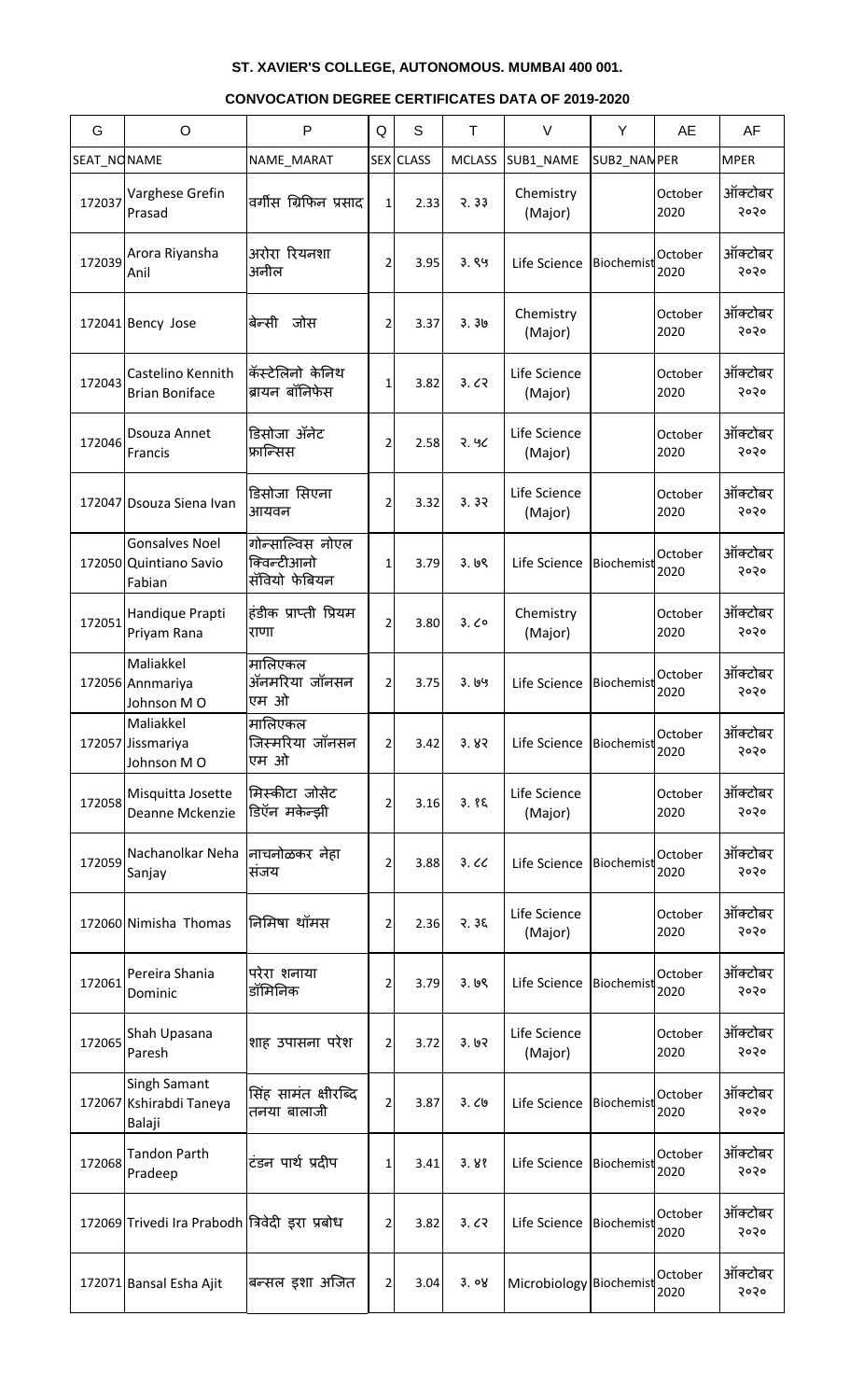**ST. XAVIER'S COLLEGE, AUTONOMOUS. MUMBAI 400 001.**

**CONVOCATION DEGREE CERTIFICATES DATA OF 2019-2020**

| G | O | P | Q | S | T | V | Y | AE | AF |
|---|---|---|---|---|---|---|---|---|---|
| SEAT_NO | NAME | NAME_MARAT | SEX | CLASS | MCLASS | SUB1_NAME | SUB2_NAM | PER | MPER |
| 172037 | Varghese Grefin Prasad | वर्गीस ग्रिफिन प्रसाद | 1 | 2.33 | २.३३ | Chemistry (Major) | | October 2020 | ऑक्टोबर २०२० |
| 172039 | Arora Riyansha Anil | अरोरा रियनशा अनील | 2 | 3.95 | ३.९५ | Life Science | Biochemist | October 2020 | ऑक्टोबर २०२० |
| 172041 | Bency Jose | बेन्सी जोस | 2 | 3.37 | ३.३७ | Chemistry (Major) | | October 2020 | ऑक्टोबर २०२० |
| 172043 | Castelino Kennith Brian Boniface | कॅस्टेलिनो केनिथ ब्रायन बॉनिफेस | 1 | 3.82 | ३.८२ | Life Science (Major) | | October 2020 | ऑक्टोबर २०२० |
| 172046 | Dsouza Annet Francis | डिसोजा ॲनेट फ्रान्सिस | 2 | 2.58 | २.५८ | Life Science (Major) | | October 2020 | ऑक्टोबर २०२० |
| 172047 | Dsouza Siena Ivan | डिसोजा सिएना आयवन | 2 | 3.32 | ३.३२ | Life Science (Major) | | October 2020 | ऑक्टोबर २०२० |
| 172050 | Gonsalves Noel Quintiano Savio Fabian | गोन्साल्विस नोएल क्विन्टीआनो सॅवियो फेबियन | 1 | 3.79 | ३.७९ | Life Science | Biochemist | October 2020 | ऑक्टोबर २०२० |
| 172051 | Handique Prapti Priyam Rana | हंडीक प्राप्ती प्रियम राणा | 2 | 3.80 | ३.८० | Chemistry (Major) | | October 2020 | ऑक्टोबर २०२० |
| 172056 | Maliakkel Annmariya Johnson M O | मालिएकल ॲनमरिया जॉनसन एम ओ | 2 | 3.75 | ३.७५ | Life Science | Biochemist | October 2020 | ऑक्टोबर २०२० |
| 172057 | Maliakkel Jissmariya Johnson M O | मालिएकल जिस्मरिया जॉनसन एम ओ | 2 | 3.42 | ३.४२ | Life Science | Biochemist | October 2020 | ऑक्टोबर २०२० |
| 172058 | Misquitta Josette Deanne Mckenzie | मिस्कीटा जोसेट डिॲन मकेन्झी | 2 | 3.16 | ३.१६ | Life Science (Major) | | October 2020 | ऑक्टोबर २०२० |
| 172059 | Nachanolkar Neha Sanjay | नाचनोळकर नेहा संजय | 2 | 3.88 | ३.८८ | Life Science | Biochemist | October 2020 | ऑक्टोबर २०२० |
| 172060 | Nimisha Thomas | निमिषा थॉमस | 2 | 2.36 | २.३६ | Life Science (Major) | | October 2020 | ऑक्टोबर २०२० |
| 172061 | Pereira Shania Dominic | परेरा शनाया डॉमिनिक | 2 | 3.79 | ३.७९ | Life Science | Biochemist | October 2020 | ऑक्टोबर २०२० |
| 172065 | Shah Upasana Paresh | शाह उपासना परेश | 2 | 3.72 | ३.७२ | Life Science (Major) | | October 2020 | ऑक्टोबर २०२० |
| 172067 | Singh Samant Kshirabdi Taneya Balaji | सिंह सामंत क्षीरब्दि तनया बालाजी | 2 | 3.87 | ३.८७ | Life Science | Biochemist | October 2020 | ऑक्टोबर २०२० |
| 172068 | Tandon Parth Pradeep | टंडन पार्थ प्रदीप | 1 | 3.41 | ३.४१ | Life Science | Biochemist | October 2020 | ऑक्टोबर २०२० |
| 172069 | Trivedi Ira Prabodh | त्रिवेदी इरा प्रबोध | 2 | 3.82 | ३.८२ | Life Science | Biochemist | October 2020 | ऑक्टोबर २०२० |
| 172071 | Bansal Esha Ajit | बन्सल इशा अजित | 2 | 3.04 | ३.०४ | Microbiology | Biochemist | October 2020 | ऑक्टोबर २०२० |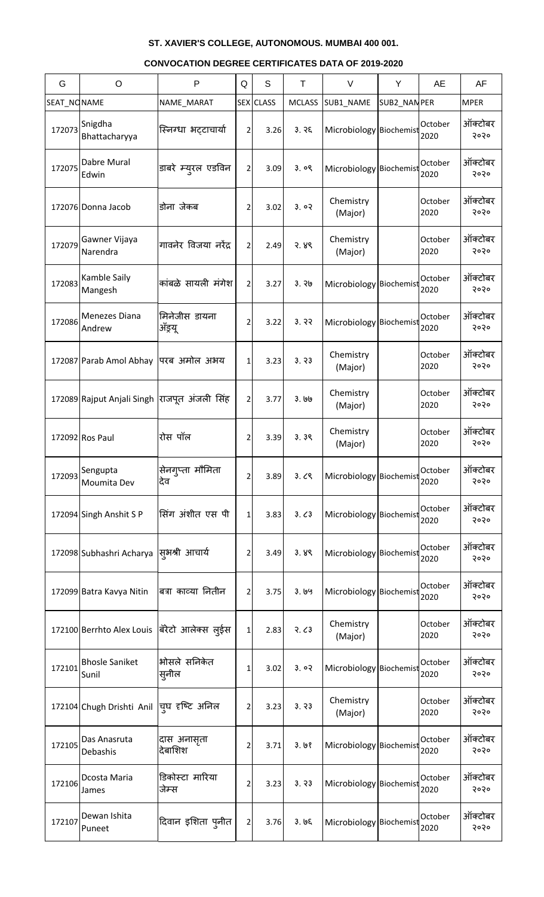**ST. XAVIER'S COLLEGE, AUTONOMOUS. MUMBAI 400 001.**

**CONVOCATION DEGREE CERTIFICATES DATA OF 2019-2020**

| G | O | P | Q | S | T | V | Y | AE | AF |
|---|---|---|---|---|---|---|---|---|---|
| SEAT_NO | NAME | NAME_MARAT | SEX | CLASS | MCLASS | SUB1_NAME | SUB2_NAM | PER | MPER |
| 172073 | Snigdha Bhattacharyya | स्निग्धा भट्टाचार्या | 2 | 3.26 | ३.२६ | Microbiology | Biochemist | October 2020 | ऑक्टोबर २०२० |
| 172075 | Dabre Mural Edwin | डाबरे म्युरल एडविन | 2 | 3.09 | ३.०९ | Microbiology | Biochemist | October 2020 | ऑक्टोबर २०२० |
| 172076 | Donna Jacob | डोना जेकब | 2 | 3.02 | ३.०२ | Chemistry (Major) | | October 2020 | ऑक्टोबर २०२० |
| 172079 | Gawner Vijaya Narendra | गावनेर विजया नरेंद्र | 2 | 2.49 | २.४९ | Chemistry (Major) | | October 2020 | ऑक्टोबर २०२० |
| 172083 | Kamble Saily Mangesh | कांबळे सायली मंगेश | 2 | 3.27 | ३.२७ | Microbiology | Biochemist | October 2020 | ऑक्टोबर २०२० |
| 172086 | Menezes Diana Andrew | मिनेजीस डायना अँड्रयू | 2 | 3.22 | ३.२२ | Microbiology | Biochemist | October 2020 | ऑक्टोबर २०२० |
| 172087 | Parab Amol Abhay | परब अमोल अभय | 1 | 3.23 | ३.२३ | Chemistry (Major) | | October 2020 | ऑक्टोबर २०२० |
| 172089 | Rajput Anjali Singh | राजपूत अंजली सिंह | 2 | 3.77 | ३.७७ | Chemistry (Major) | | October 2020 | ऑक्टोबर २०२० |
| 172092 | Ros Paul | रोस पॉल | 2 | 3.39 | ३.३९ | Chemistry (Major) | | October 2020 | ऑक्टोबर २०२० |
| 172093 | Sengupta Moumita Dev | सेनगुप्ता मौमिता देव | 2 | 3.89 | ३.८९ | Microbiology | Biochemist | October 2020 | ऑक्टोबर २०२० |
| 172094 | Singh Anshit S P | सिंग अंशीत एस पी | 1 | 3.83 | ३.८३ | Microbiology | Biochemist | October 2020 | ऑक्टोबर २०२० |
| 172098 | Subhashri Acharya | सुभश्री आचार्य | 2 | 3.49 | ३.४९ | Microbiology | Biochemist | October 2020 | ऑक्टोबर २०२० |
| 172099 | Batra Kavya Nitin | बत्रा काव्या नितीन | 2 | 3.75 | ३.७५ | Microbiology | Biochemist | October 2020 | ऑक्टोबर २०२० |
| 172100 | Berrhto Alex Louis | बॅरेटो आलेक्स लुईस | 1 | 2.83 | २.८३ | Chemistry (Major) | | October 2020 | ऑक्टोबर २०२० |
| 172101 | Bhosle Saniket Sunil | भोसले सनिकेत सुनील | 1 | 3.02 | ३.०२ | Microbiology | Biochemist | October 2020 | ऑक्टोबर २०२० |
| 172104 | Chugh Drishti Anil | चुघ दृष्टि अनिल | 2 | 3.23 | ३.२३ | Chemistry (Major) | | October 2020 | ऑक्टोबर २०२० |
| 172105 | Das Anasruta Debashis | दास अनासृता देबाशिश | 2 | 3.71 | ३.७१ | Microbiology | Biochemist | October 2020 | ऑक्टोबर २०२० |
| 172106 | Dcosta Maria James | डिकोस्टा मारिया जेम्स | 2 | 3.23 | ३.२३ | Microbiology | Biochemist | October 2020 | ऑक्टोबर २०२० |
| 172107 | Dewan Ishita Puneet | दिवान इशिता पुनीत | 2 | 3.76 | ३.७६ | Microbiology | Biochemist | October 2020 | ऑक्टोबर २०२० |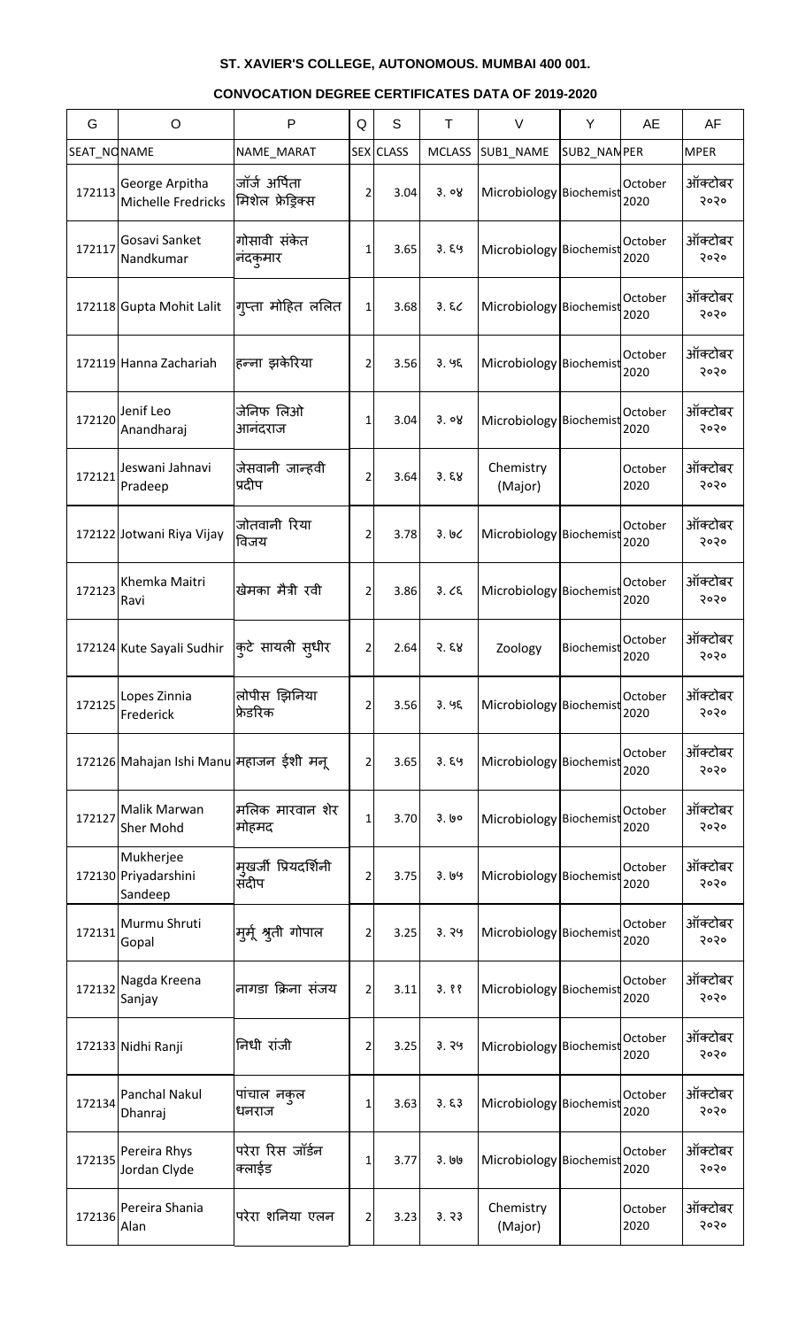**ST. XAVIER'S COLLEGE, AUTONOMOUS. MUMBAI 400 001.**

**CONVOCATION DEGREE CERTIFICATES DATA OF 2019-2020**

| G | O | P | Q | S | T | V | Y | AE | AF |
|---|---|---|---|---|---|---|---|---|---|
| SEAT_NO | NAME | NAME_MARAT | SEX | CLASS | MCLASS | SUB1_NAME | SUB2_NAM | PER | MPER |
| 172113 | George Arpitha Michelle Fredricks | जॉर्ज अर्पिता मिशेल फ्रेड्रिक्स | 2 | 3.04 | ३.०४ | Microbiology | Biochemist | October 2020 | ऑक्टोबर २०२० |
| 172117 | Gosavi Sanket Nandkumar | गोसावी संकेत नंदकुमार | 1 | 3.65 | ३.६५ | Microbiology | Biochemist | October 2020 | ऑक्टोबर २०२० |
| 172118 | Gupta Mohit Lalit | गुप्ता मोहित ललित | 1 | 3.68 | ३.६८ | Microbiology | Biochemist | October 2020 | ऑक्टोबर २०२० |
| 172119 | Hanna Zachariah | हन्ना झकेरिया | 2 | 3.56 | ३.५६ | Microbiology | Biochemist | October 2020 | ऑक्टोबर २०२० |
| 172120 | Jenif Leo Anandharaj | जेनिफ लिओ आनंदराज | 1 | 3.04 | ३.०४ | Microbiology | Biochemist | October 2020 | ऑक्टोबर २०२० |
| 172121 | Jeswani Jahnavi Pradeep | जेसवानी जान्हवी प्रदीप | 2 | 3.64 | ३.६४ | Chemistry (Major) | | October 2020 | ऑक्टोबर २०२० |
| 172122 | Jotwani Riya Vijay | जोतवानी रिया विजय | 2 | 3.78 | ३.७८ | Microbiology | Biochemist | October 2020 | ऑक्टोबर २०२० |
| 172123 | Khemka Maitri Ravi | खेमका मैत्री रवी | 2 | 3.86 | ३.८६ | Microbiology | Biochemist | October 2020 | ऑक्टोबर २०२० |
| 172124 | Kute Sayali Sudhir | कुटे सायली सुधीर | 2 | 2.64 | २.६४ | Zoology | Biochemist | October 2020 | ऑक्टोबर २०२० |
| 172125 | Lopes Zinnia Frederick | लोपीस झिनिया फ्रेडरिक | 2 | 3.56 | ३.५६ | Microbiology | Biochemist | October 2020 | ऑक्टोबर २०२० |
| 172126 | Mahajan Ishi Manu | महाजन ईशी मनू | 2 | 3.65 | ३.६५ | Microbiology | Biochemist | October 2020 | ऑक्टोबर २०२० |
| 172127 | Malik Marwan Sher Mohd | मलिक मारवान शेर मोहमद | 1 | 3.70 | ३.७० | Microbiology | Biochemist | October 2020 | ऑक्टोबर २०२० |
| 172130 | Mukherjee Priyadarshini Sandeep | मुखर्जी प्रियदर्शिनी संदीप | 2 | 3.75 | ३.७५ | Microbiology | Biochemist | October 2020 | ऑक्टोबर २०२० |
| 172131 | Murmu Shruti Gopal | मुर्मू श्रुती गोपाल | 2 | 3.25 | ३.२५ | Microbiology | Biochemist | October 2020 | ऑक्टोबर २०२० |
| 172132 | Nagda Kreena Sanjay | नागडा क्रिना संजय | 2 | 3.11 | ३.११ | Microbiology | Biochemist | October 2020 | ऑक्टोबर २०२० |
| 172133 | Nidhi Ranji | निधी रांजी | 2 | 3.25 | ३.२५ | Microbiology | Biochemist | October 2020 | ऑक्टोबर २०२० |
| 172134 | Panchal Nakul Dhanraj | पांचाल नकुल धनराज | 1 | 3.63 | ३.६३ | Microbiology | Biochemist | October 2020 | ऑक्टोबर २०२० |
| 172135 | Pereira Rhys Jordan Clyde | परेरा रिस जॉर्डन क्लाईड | 1 | 3.77 | ३.७७ | Microbiology | Biochemist | October 2020 | ऑक्टोबर २०२० |
| 172136 | Pereira Shania Alan | परेरा शनिया एलन | 2 | 3.23 | ३.२३ | Chemistry (Major) | | October 2020 | ऑक्टोबर २०२० |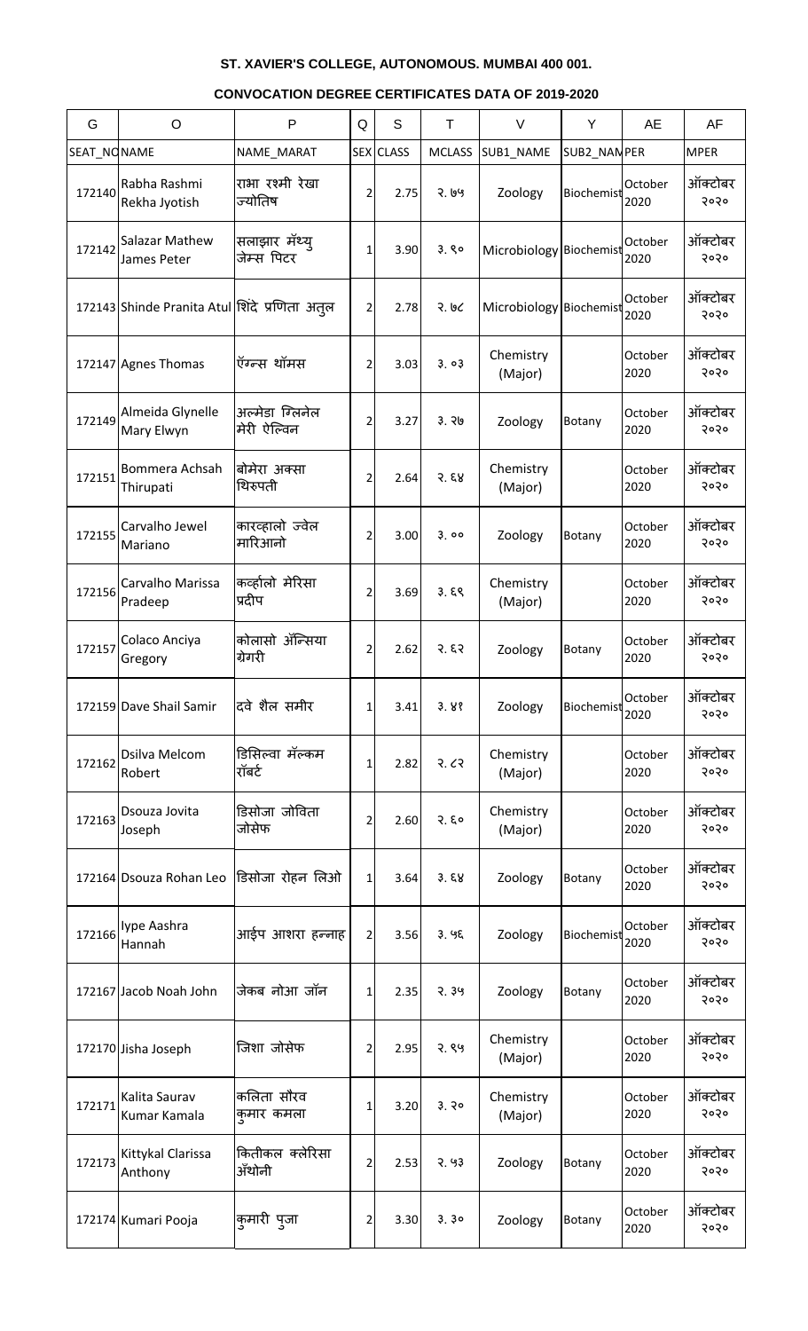**ST. XAVIER'S COLLEGE, AUTONOMOUS. MUMBAI 400 001.**

**CONVOCATION DEGREE CERTIFICATES DATA OF 2019-2020**

| G | O | P | Q | S | T | V | Y | AE | AF |
|---|---|---|---|---|---|---|---|---|---|
| SEAT_NO | NAME | NAME_MARAT | SEX | CLASS | MCLASS | SUB1_NAME | SUB2_NAME | PER | MPER |
| 172140 | Rabha Rashmi Rekha Jyotish | राभा रश्मी रेखा ज्योतिष | 2 | 2.75 | २.७५ | Zoology | Biochemist | October 2020 | ऑक्टोबर २०२० |
| 172142 | Salazar Mathew James Peter | सलाझार मॅथ्यु जेम्स पिटर | 1 | 3.90 | ३.९० | Microbiology | Biochemist | October 2020 | ऑक्टोबर २०२० |
| 172143 | Shinde Pranita Atul | शिंदे प्रणिता अतुल | 2 | 2.78 | २.७८ | Microbiology | Biochemist | October 2020 | ऑक्टोबर २०२० |
| 172147 | Agnes Thomas | ऍग्न्स थॉमस | 2 | 3.03 | ३.०३ | Chemistry (Major) | | October 2020 | ऑक्टोबर २०२० |
| 172149 | Almeida Glynelle Mary Elwyn | अल्मेडा ग्लिनेल मेरी ऐल्विन | 2 | 3.27 | ३.२७ | Zoology | Botany | October 2020 | ऑक्टोबर २०२० |
| 172151 | Bommera Achsah Thirupati | बोमेरा अक्सा थिरुपती | 2 | 2.64 | २.६४ | Chemistry (Major) | | October 2020 | ऑक्टोबर २०२० |
| 172155 | Carvalho Jewel Mariano | कारव्हालो ज्वेल मारिआनो | 2 | 3.00 | ३.०० | Zoology | Botany | October 2020 | ऑक्टोबर २०२० |
| 172156 | Carvalho Marissa Pradeep | कर्व्हालो मेरिसा प्रदीप | 2 | 3.69 | ३.६९ | Chemistry (Major) | | October 2020 | ऑक्टोबर २०२० |
| 172157 | Colaco Anciya Gregory | कोलासो ॲन्सिया ग्रेगरी | 2 | 2.62 | २.६२ | Zoology | Botany | October 2020 | ऑक्टोबर २०२० |
| 172159 | Dave Shail Samir | दवे शैल समीर | 1 | 3.41 | ३.४१ | Zoology | Biochemist | October 2020 | ऑक्टोबर २०२० |
| 172162 | Dsilva Melcom Robert | डिसिल्वा मॅल्कम रॉबर्ट | 1 | 2.82 | २.८२ | Chemistry (Major) | | October 2020 | ऑक्टोबर २०२० |
| 172163 | Dsouza Jovita Joseph | डिसोजा जोविता जोसेफ | 2 | 2.60 | २.६० | Chemistry (Major) | | October 2020 | ऑक्टोबर २०२० |
| 172164 | Dsouza Rohan Leo | डिसोजा रोहन लिओ | 1 | 3.64 | ३.६४ | Zoology | Botany | October 2020 | ऑक्टोबर २०२० |
| 172166 | Iype Aashra Hannah | आईप आशरा हन्नाह | 2 | 3.56 | ३.५६ | Zoology | Biochemist | October 2020 | ऑक्टोबर २०२० |
| 172167 | Jacob Noah John | जेकब नोआ जॉन | 1 | 2.35 | २.३५ | Zoology | Botany | October 2020 | ऑक्टोबर २०२० |
| 172170 | Jisha Joseph | जिशा जोसेफ | 2 | 2.95 | २.९५ | Chemistry (Major) | | October 2020 | ऑक्टोबर २०२० |
| 172171 | Kalita Saurav Kumar Kamala | कलिता सौरव कुमार कमला | 1 | 3.20 | ३.२० | Chemistry (Major) | | October 2020 | ऑक्टोबर २०२० |
| 172173 | Kittykal Clarissa Anthony | कितीकल क्लेरिसा अँथोनी | 2 | 2.53 | २.५३ | Zoology | Botany | October 2020 | ऑक्टोबर २०२० |
| 172174 | Kumari Pooja | कुमारी पुजा | 2 | 3.30 | ३.३० | Zoology | Botany | October 2020 | ऑक्टोबर २०२० |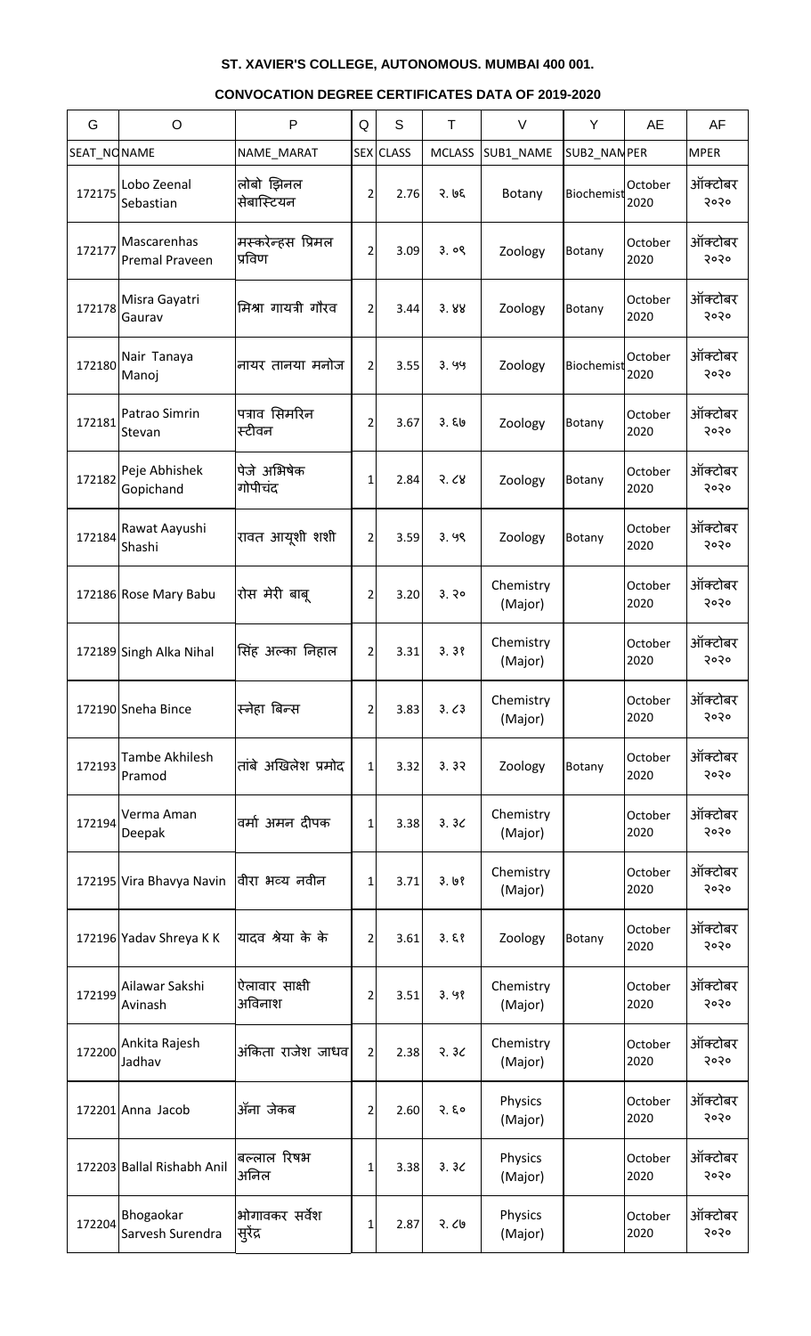**ST. XAVIER'S COLLEGE, AUTONOMOUS. MUMBAI 400 001.**

**CONVOCATION DEGREE CERTIFICATES DATA OF 2019-2020**

| G | O | P | Q | S | T | V | Y | AE | AF |
|---|---|---|---|---|---|---|---|---|---|
| SEAT_NO | NAME | NAME_MARAT | SEX | CLASS | MCLASS | SUB1_NAME | SUB2_NAM | PER | MPER |
| 172175 | Lobo Zeenal Sebastian | लोबो झिनल सेबास्टियन | 2 | 2.76 | २.७६ | Botany | Biochemist | October 2020 | ऑक्टोबर २०२० |
| 172177 | Mascarenhas Premal Praveen | मस्करेन्हस प्रिमल प्रविण | 2 | 3.09 | ३.०९ | Zoology | Botany | October 2020 | ऑक्टोबर २०२० |
| 172178 | Misra Gayatri Gaurav | मिश्रा गायत्री गौरव | 2 | 3.44 | ३.४४ | Zoology | Botany | October 2020 | ऑक्टोबर २०२० |
| 172180 | Nair Tanaya Manoj | नायर तानया मनोज | 2 | 3.55 | ३.५५ | Zoology | Biochemist | October 2020 | ऑक्टोबर २०२० |
| 172181 | Patrao Simrin Stevan | पत्राव सिमरिन स्टीवन | 2 | 3.67 | ३.६७ | Zoology | Botany | October 2020 | ऑक्टोबर २०२० |
| 172182 | Peje Abhishek Gopichand | पेजे अभिषेक गोपीचंद | 1 | 2.84 | २.८४ | Zoology | Botany | October 2020 | ऑक्टोबर २०२० |
| 172184 | Rawat Aayushi Shashi | रावत आयूशी शशी | 2 | 3.59 | ३.५९ | Zoology | Botany | October 2020 | ऑक्टोबर २०२० |
| 172186 | Rose Mary Babu | रोस मेरी बाबू | 2 | 3.20 | ३.२० | Chemistry (Major) | | October 2020 | ऑक्टोबर २०२० |
| 172189 | Singh Alka Nihal | सिंह अल्का निहाल | 2 | 3.31 | ३.३१ | Chemistry (Major) | | October 2020 | ऑक्टोबर २०२० |
| 172190 | Sneha Bince | स्नेहा बिन्स | 2 | 3.83 | ३.८३ | Chemistry (Major) | | October 2020 | ऑक्टोबर २०२० |
| 172193 | Tambe Akhilesh Pramod | तांबे अखिलेश प्रमोद | 1 | 3.32 | ३.३२ | Zoology | Botany | October 2020 | ऑक्टोबर २०२० |
| 172194 | Verma Aman Deepak | वर्मा अमन दीपक | 1 | 3.38 | ३.३८ | Chemistry (Major) | | October 2020 | ऑक्टोबर २०२० |
| 172195 | Vira Bhavya Navin | वीरा भव्य नवीन | 1 | 3.71 | ३.७१ | Chemistry (Major) | | October 2020 | ऑक्टोबर २०२० |
| 172196 | Yadav Shreya K K | यादव श्रेया के के | 2 | 3.61 | ३.६१ | Zoology | Botany | October 2020 | ऑक्टोबर २०२० |
| 172199 | Ailawar Sakshi Avinash | ऐलावार साक्षी अविनाश | 2 | 3.51 | ३.५१ | Chemistry (Major) | | October 2020 | ऑक्टोबर २०२० |
| 172200 | Ankita Rajesh Jadhav | अंकिता राजेश जाधव | 2 | 2.38 | २.३८ | Chemistry (Major) | | October 2020 | ऑक्टोबर २०२० |
| 172201 | Anna Jacob | ॲना जेकब | 2 | 2.60 | २.६० | Physics (Major) | | October 2020 | ऑक्टोबर २०२० |
| 172203 | Ballal Rishabh Anil | बल्लाल रिषभ अनिल | 1 | 3.38 | ३.३८ | Physics (Major) | | October 2020 | ऑक्टोबर २०२० |
| 172204 | Bhogaokar Sarvesh Surendra | भोगावकर सर्वेश सुरेंद्र | 1 | 2.87 | २.८७ | Physics (Major) | | October 2020 | ऑक्टोबर २०२० |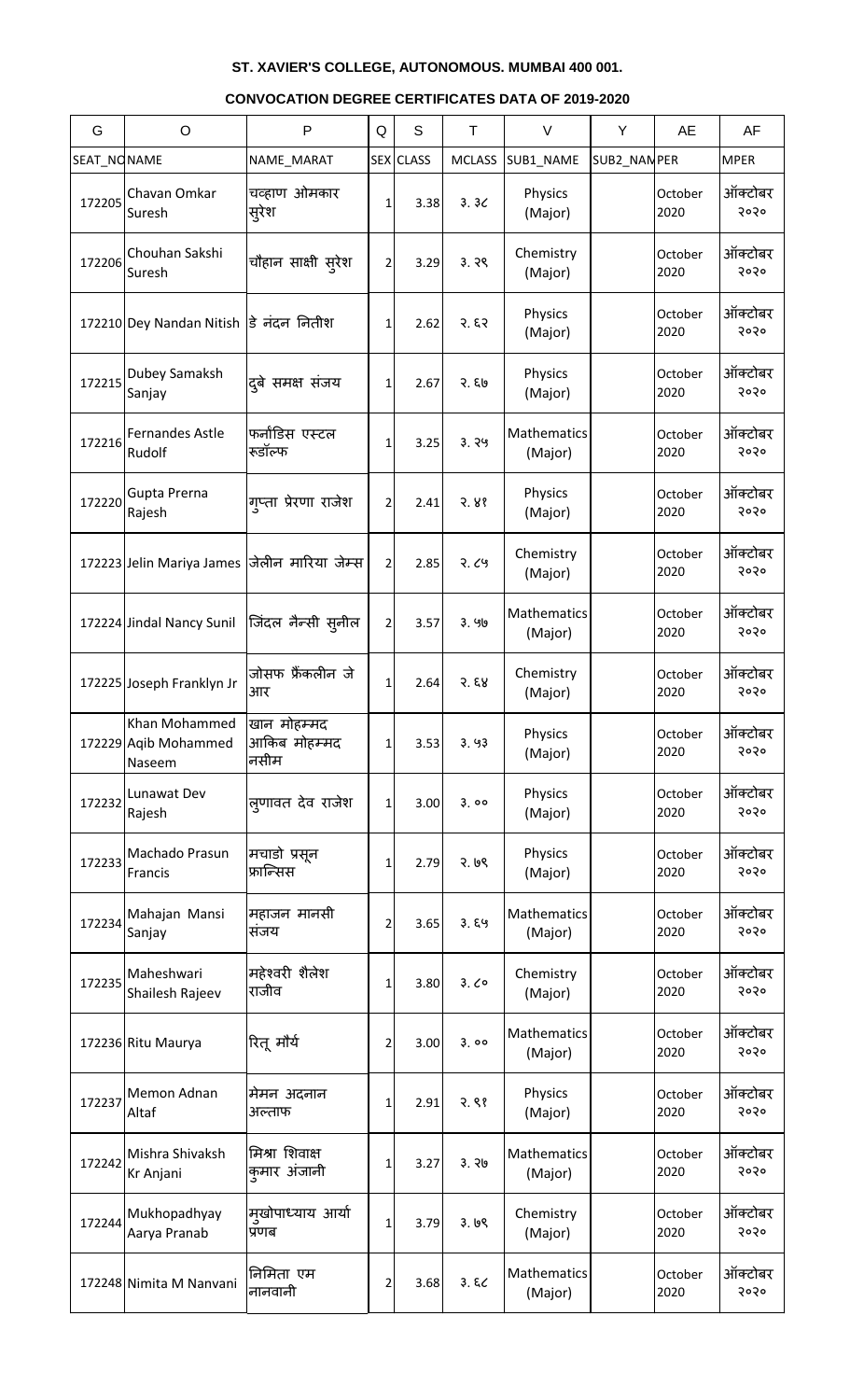**ST. XAVIER'S COLLEGE, AUTONOMOUS. MUMBAI 400 001.**

**CONVOCATION DEGREE CERTIFICATES DATA OF 2019-2020**

| G | O | P | Q | S | T | V | Y | AE | AF |
|---|---|---|---|---|---|---|---|---|---|
| SEAT_NO | NAME | NAME_MARAT | SEX | CLASS | MCLASS | SUB1_NAME | SUB2_NAM | PER | MPER |
| 172205 | Chavan Omkar Suresh | चव्हाण ओमकार सुरेश | 1 | 3.38 | ३.३८ | Physics (Major) | | October 2020 | ऑक्टोबर २०२० |
| 172206 | Chouhan Sakshi Suresh | चौहान साक्षी सुरेश | 2 | 3.29 | ३.२९ | Chemistry (Major) | | October 2020 | ऑक्टोबर २०२० |
| 172210 | Dey Nandan Nitish | डे नंदन नितीश | 1 | 2.62 | २.६२ | Physics (Major) | | October 2020 | ऑक्टोबर २०२० |
| 172215 | Dubey Samaksh Sanjay | दुबे समक्ष संजय | 1 | 2.67 | २.६७ | Physics (Major) | | October 2020 | ऑक्टोबर २०२० |
| 172216 | Fernandes Astle Rudolf | फर्नांडिस एस्टल रूडॉल्फ | 1 | 3.25 | ३.२५ | Mathematics (Major) | | October 2020 | ऑक्टोबर २०२० |
| 172220 | Gupta Prerna Rajesh | गुप्ता प्रेरणा राजेश | 2 | 2.41 | २.४१ | Physics (Major) | | October 2020 | ऑक्टोबर २०२० |
| 172223 | Jelin Mariya James | जेलीन मारिया जेम्स | 2 | 2.85 | २.८५ | Chemistry (Major) | | October 2020 | ऑक्टोबर २०२० |
| 172224 | Jindal Nancy Sunil | जिंदल नैन्सी सुनील | 2 | 3.57 | ३.५७ | Mathematics (Major) | | October 2020 | ऑक्टोबर २०२० |
| 172225 | Joseph Franklyn Jr | जोसफ फ्रँकलीन जे आर | 1 | 2.64 | २.६४ | Chemistry (Major) | | October 2020 | ऑक्टोबर २०२० |
| 172229 | Khan Mohammed Aqib Mohammed Naseem | खान मोहम्मद आकिब मोहम्मद नसीम | 1 | 3.53 | ३.५३ | Physics (Major) | | October 2020 | ऑक्टोबर २०२० |
| 172232 | Lunawat Dev Rajesh | लुणावत देव राजेश | 1 | 3.00 | ३.०० | Physics (Major) | | October 2020 | ऑक्टोबर २०२० |
| 172233 | Machado Prasun Francis | मचाडो प्रसून फ्रान्सिस | 1 | 2.79 | २.७९ | Physics (Major) | | October 2020 | ऑक्टोबर २०२० |
| 172234 | Mahajan Mansi Sanjay | महाजन मानसी संजय | 2 | 3.65 | ३.६५ | Mathematics (Major) | | October 2020 | ऑक्टोबर २०२० |
| 172235 | Maheshwari Shailesh Rajeev | महेश्वरी शैलेश राजीव | 1 | 3.80 | ३.८० | Chemistry (Major) | | October 2020 | ऑक्टोबर २०२० |
| 172236 | Ritu Maurya | रितू मौर्य | 2 | 3.00 | ३.०० | Mathematics (Major) | | October 2020 | ऑक्टोबर २०२० |
| 172237 | Memon Adnan Altaf | मेमन अदनान अल्ताफ | 1 | 2.91 | २.९१ | Physics (Major) | | October 2020 | ऑक्टोबर २०२० |
| 172242 | Mishra Shivaksh Kr Anjani | मिश्रा शिवाक्ष कुमार अंजानी | 1 | 3.27 | ३.२७ | Mathematics (Major) | | October 2020 | ऑक्टोबर २०२० |
| 172244 | Mukhopadhyay Aarya Pranab | मुखोपाध्याय आर्या प्रणब | 1 | 3.79 | ३.७९ | Chemistry (Major) | | October 2020 | ऑक्टोबर २०२० |
| 172248 | Nimita M Nanvani | निमिता एम नानवानी | 2 | 3.68 | ३.६८ | Mathematics (Major) | | October 2020 | ऑक्टोबर २०२० |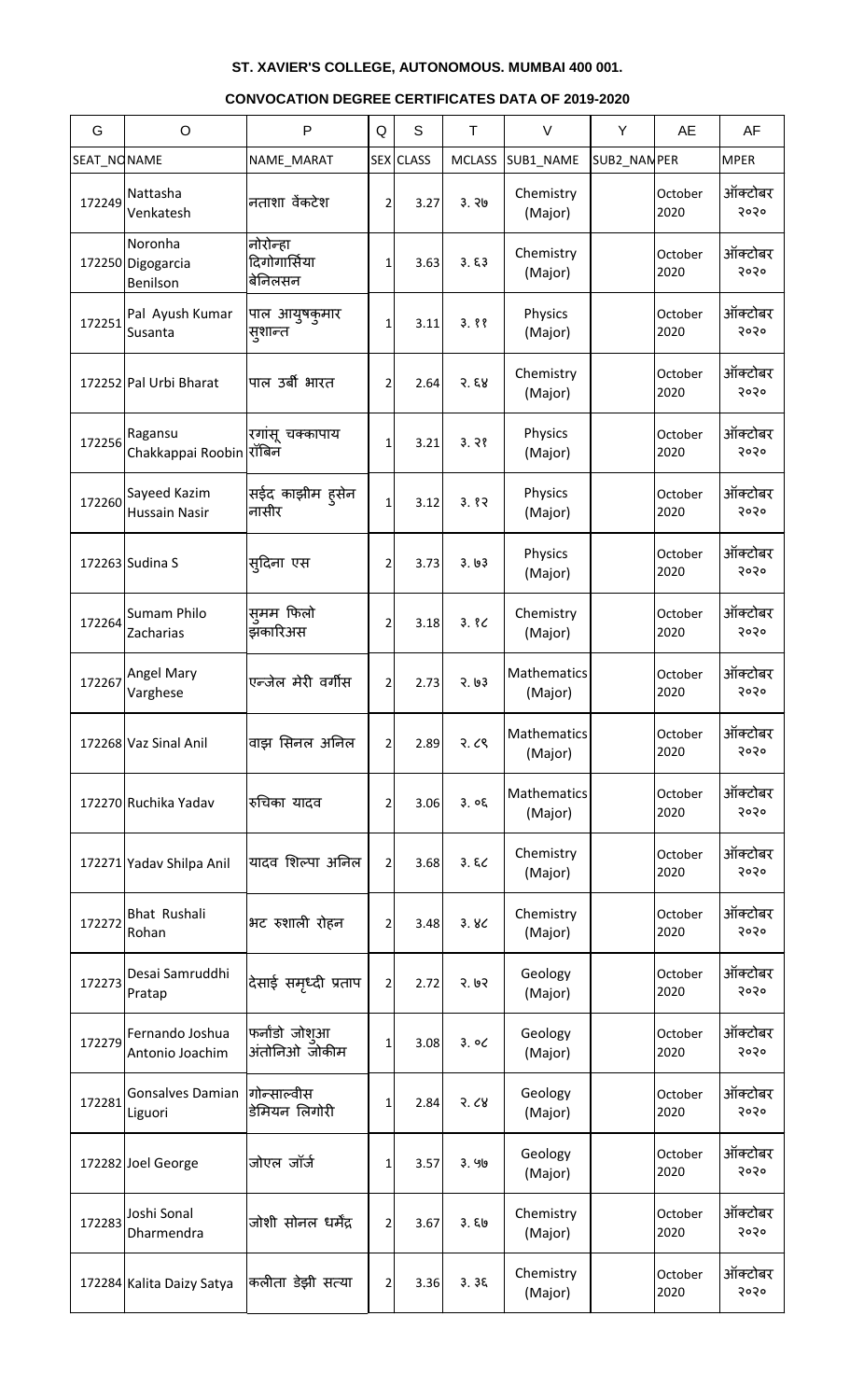**ST. XAVIER'S COLLEGE, AUTONOMOUS. MUMBAI 400 001.**

**CONVOCATION DEGREE CERTIFICATES DATA OF 2019-2020**

| G | O | P | Q | S | T | V | Y | AE | AF |
|---|---|---|---|---|---|---|---|---|---|
| SEAT_NO | NAME | NAME_MARAT | SEX | CLASS | MCLASS | SUB1_NAME | SUB2_NAM | PER | MPER |
| 172249 | Nattasha Venkatesh | नताशा वेंकटेश | 2 | 3.27 | ३.२७ | Chemistry (Major) | | October 2020 | ऑक्टोबर २०२० |
| 172250 | Noronha Digogarcia Benilson | नोरोन्हा दिगोगार्सिया बेनिलसन | 1 | 3.63 | ३.६३ | Chemistry (Major) | | October 2020 | ऑक्टोबर २०२० |
| 172251 | Pal Ayush Kumar Susanta | पाल आयुषकुमार सुशान्त | 1 | 3.11 | ३.११ | Physics (Major) | | October 2020 | ऑक्टोबर २०२० |
| 172252 | Pal Urbi Bharat | पाल उर्बी भारत | 2 | 2.64 | २.६४ | Chemistry (Major) | | October 2020 | ऑक्टोबर २०२० |
| 172256 | Ragansu Chakkappai Roobin | रगांसू चक्कापाय रॉबिन | 1 | 3.21 | ३.२१ | Physics (Major) | | October 2020 | ऑक्टोबर २०२० |
| 172260 | Sayeed Kazim Hussain Nasir | सईद काझीम हुसेन नासीर | 1 | 3.12 | ३.१२ | Physics (Major) | | October 2020 | ऑक्टोबर २०२० |
| 172263 | Sudina S | सुदिना एस | 2 | 3.73 | ३.७३ | Physics (Major) | | October 2020 | ऑक्टोबर २०२० |
| 172264 | Sumam Philo Zacharias | सुमम फिलो झकारिअस | 2 | 3.18 | ३.१८ | Chemistry (Major) | | October 2020 | ऑक्टोबर २०२० |
| 172267 | Angel Mary Varghese | एन्जेल मेरी वर्गीस | 2 | 2.73 | २.७३ | Mathematics (Major) | | October 2020 | ऑक्टोबर २०२० |
| 172268 | Vaz Sinal Anil | वाझ सिनल अनिल | 2 | 2.89 | २.८९ | Mathematics (Major) | | October 2020 | ऑक्टोबर २०२० |
| 172270 | Ruchika Yadav | रुचिका यादव | 2 | 3.06 | ३.०६ | Mathematics (Major) | | October 2020 | ऑक्टोबर २०२० |
| 172271 | Yadav Shilpa Anil | यादव शिल्पा अनिल | 2 | 3.68 | ३.६८ | Chemistry (Major) | | October 2020 | ऑक्टोबर २०२० |
| 172272 | Bhat Rushali Rohan | भट रुशाली रोहन | 2 | 3.48 | ३.४८ | Chemistry (Major) | | October 2020 | ऑक्टोबर २०२० |
| 172273 | Desai Samruddhi Pratap | देसाई समृध्दी प्रताप | 2 | 2.72 | २.७२ | Geology (Major) | | October 2020 | ऑक्टोबर २०२० |
| 172279 | Fernando Joshua Antonio Joachim | फर्नांडो जोशुआ अंतोनिओ जोकीम | 1 | 3.08 | ३.०८ | Geology (Major) | | October 2020 | ऑक्टोबर २०२० |
| 172281 | Gonsalves Damian Liguori | गोन्साल्वीस डेमियन लिगोरी | 1 | 2.84 | २.८४ | Geology (Major) | | October 2020 | ऑक्टोबर २०२० |
| 172282 | Joel George | जोएल जॉर्ज | 1 | 3.57 | ३.५७ | Geology (Major) | | October 2020 | ऑक्टोबर २०२० |
| 172283 | Joshi Sonal Dharmendra | जोशी सोनल धर्मेंद्र | 2 | 3.67 | ३.६७ | Chemistry (Major) | | October 2020 | ऑक्टोबर २०२० |
| 172284 | Kalita Daizy Satya | कलीता डेझी सत्या | 2 | 3.36 | ३.३६ | Chemistry (Major) | | October 2020 | ऑक्टोबर २०२० |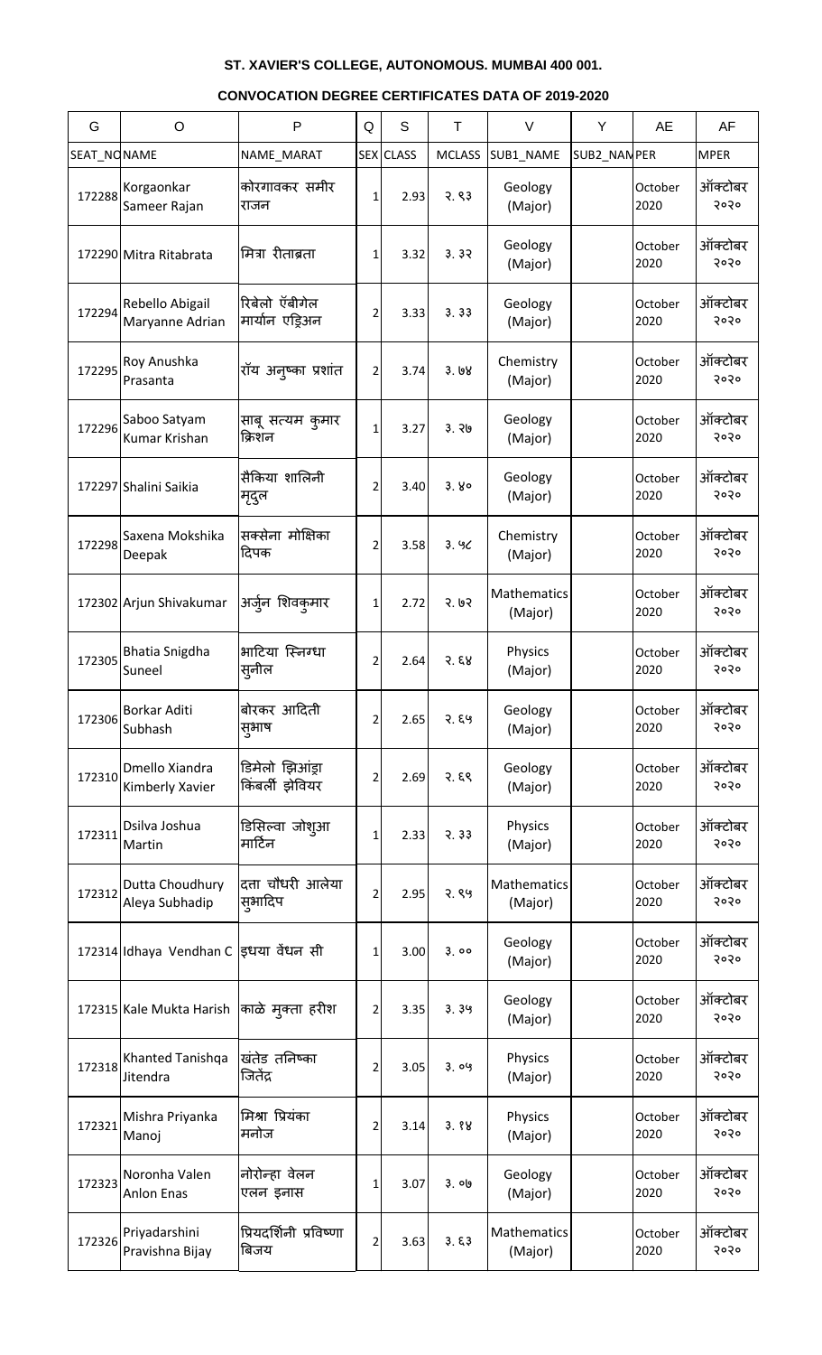**ST. XAVIER'S COLLEGE, AUTONOMOUS. MUMBAI 400 001.**

**CONVOCATION DEGREE CERTIFICATES DATA OF 2019-2020**

| G | O | P | Q | S | T | V | Y | AE | AF |
|---|---|---|---|---|---|---|---|---|---|
| SEAT_NO | NAME | NAME_MARAT | SEX | CLASS | MCLASS | SUB1_NAME | SUB2_NAM | PER | MPER |
| 172288 | Korgaonkar Sameer Rajan | कोरगावकर समीर राजन | 1 | 2.93 | २.९३ | Geology (Major) | | October 2020 | ऑक्टोबर २०२० |
| 172290 | Mitra Ritabrata | मित्रा रीताब्रता | 1 | 3.32 | ३.३२ | Geology (Major) | | October 2020 | ऑक्टोबर २०२० |
| 172294 | Rebello Abigail Maryanne Adrian | रिबेलो ऍबीगेल मार्यान एड्रिअन | 2 | 3.33 | ३.३३ | Geology (Major) | | October 2020 | ऑक्टोबर २०२० |
| 172295 | Roy Anushka Prasanta | रॉय अनुष्का प्रशांत | 2 | 3.74 | ३.७४ | Chemistry (Major) | | October 2020 | ऑक्टोबर २०२० |
| 172296 | Saboo Satyam Kumar Krishan | साबू सत्यम कुमार क्रिशन | 1 | 3.27 | ३.२७ | Geology (Major) | | October 2020 | ऑक्टोबर २०२० |
| 172297 | Shalini Saikia | सैकिया शालिनी मृदुल | 2 | 3.40 | ३.४० | Geology (Major) | | October 2020 | ऑक्टोबर २०२० |
| 172298 | Saxena Mokshika Deepak | सक्सेना मोक्षिका दिपक | 2 | 3.58 | ३.५८ | Chemistry (Major) | | October 2020 | ऑक्टोबर २०२० |
| 172302 | Arjun Shivakumar | अर्जुन शिवकुमार | 1 | 2.72 | २.७२ | Mathematics (Major) | | October 2020 | ऑक्टोबर २०२० |
| 172305 | Bhatia Snigdha Suneel | भाटिया स्निग्धा सुनील | 2 | 2.64 | २.६४ | Physics (Major) | | October 2020 | ऑक्टोबर २०२० |
| 172306 | Borkar Aditi Subhash | बोरकर आदिती सुभाष | 2 | 2.65 | २.६५ | Geology (Major) | | October 2020 | ऑक्टोबर २०२० |
| 172310 | Dmello Xiandra Kimberly Xavier | डिमेलो झिआंड्रा किंबर्ली झेवियर | 2 | 2.69 | २.६९ | Geology (Major) | | October 2020 | ऑक्टोबर २०२० |
| 172311 | Dsilva Joshua Martin | डिसिल्वा जोशुआ मार्टिन | 1 | 2.33 | २.३३ | Physics (Major) | | October 2020 | ऑक्टोबर २०२० |
| 172312 | Dutta Choudhury Aleya Subhadip | दत्ता चौधरी आलेया सुभादिप | 2 | 2.95 | २.९५ | Mathematics (Major) | | October 2020 | ऑक्टोबर २०२० |
| 172314 | Idhaya Vendhan C | इधया वेंधन सी | 1 | 3.00 | ३.०० | Geology (Major) | | October 2020 | ऑक्टोबर २०२० |
| 172315 | Kale Mukta Harish | काळे मुक्ता हरीश | 2 | 3.35 | ३.३५ | Geology (Major) | | October 2020 | ऑक्टोबर २०२० |
| 172318 | Khanted Tanishqa Jitendra | खंतेड तनिष्का जितेंद्र | 2 | 3.05 | ३.०५ | Physics (Major) | | October 2020 | ऑक्टोबर २०२० |
| 172321 | Mishra Priyanka Manoj | मिश्रा प्रियंका मनोज | 2 | 3.14 | ३.१४ | Physics (Major) | | October 2020 | ऑक्टोबर २०२० |
| 172323 | Noronha Valen Anlon Enas | नोरोन्हा वेलन एलन इनास | 1 | 3.07 | ३.०७ | Geology (Major) | | October 2020 | ऑक्टोबर २०२० |
| 172326 | Priyadarshini Pravishna Bijay | प्रियदर्शिनी प्रविष्णा बिजय | 2 | 3.63 | ३.६३ | Mathematics (Major) | | October 2020 | ऑक्टोबर २०२० |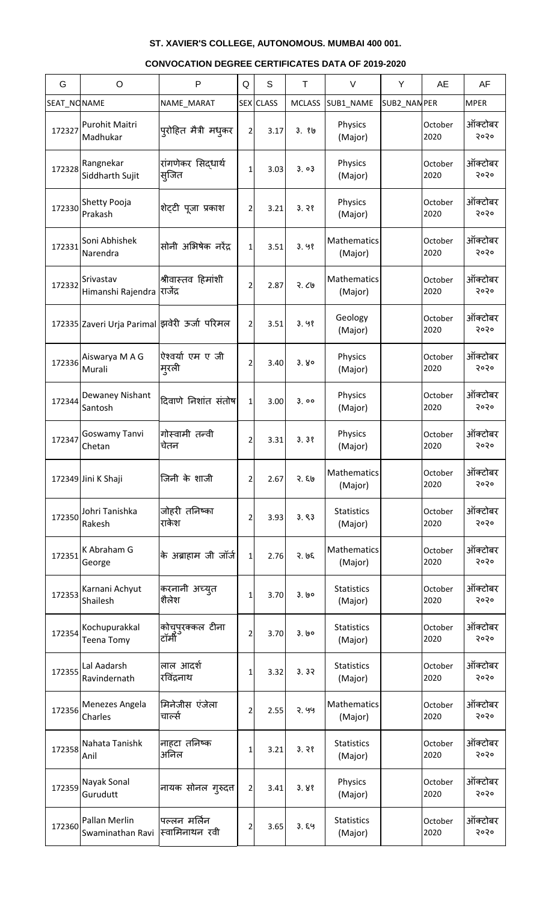**ST. XAVIER'S COLLEGE, AUTONOMOUS. MUMBAI 400 001.**

**CONVOCATION DEGREE CERTIFICATES DATA OF 2019-2020**

| G | O | P | Q | S | T | V | Y | AE | AF |
|---|---|---|---|---|---|---|---|---|---|
| SEAT_NO | NAME | NAME_MARAT | SEX | CLASS | MCLASS | SUB1_NAME | SUB2_NAM | PER | MPER |
| 172327 | Purohit Maitri Madhukar | पुरोहित मैत्री मधुकर | 2 | 3.17 | ३.१७ | Physics (Major) | | October 2020 | ऑक्टोबर २०२० |
| 172328 | Rangnekar Siddharth Sujit | रांगणेकर सिद्धार्थ सुजित | 1 | 3.03 | ३.०३ | Physics (Major) | | October 2020 | ऑक्टोबर २०२० |
| 172330 | Shetty Pooja Prakash | शेट्टी पूजा प्रकाश | 2 | 3.21 | ३.२१ | Physics (Major) | | October 2020 | ऑक्टोबर २०२० |
| 172331 | Soni Abhishek Narendra | सोनी अभिषेक नरेंद्र | 1 | 3.51 | ३.५१ | Mathematics (Major) | | October 2020 | ऑक्टोबर २०२० |
| 172332 | Srivastav Himanshi Rajendra | श्रीवास्तव हिमांशी राजेंद्र | 2 | 2.87 | २.८७ | Mathematics (Major) | | October 2020 | ऑक्टोबर २०२० |
| 172335 | Zaveri Urja Parimal | झवेरी ऊर्जा परिमल | 2 | 3.51 | ३.५१ | Geology (Major) | | October 2020 | ऑक्टोबर २०२० |
| 172336 | Aiswarya M A G Murali | ऐश्वर्या एम ए जी मुरली | 2 | 3.40 | ३.४० | Physics (Major) | | October 2020 | ऑक्टोबर २०२० |
| 172344 | Dewaney Nishant Santosh | दिवाणे निशांत संतोष | 1 | 3.00 | ३.०० | Physics (Major) | | October 2020 | ऑक्टोबर २०२० |
| 172347 | Goswamy Tanvi Chetan | गोस्वामी तन्वी चेतन | 2 | 3.31 | ३.३१ | Physics (Major) | | October 2020 | ऑक्टोबर २०२० |
| 172349 | Jini K Shaji | जिनी के शाजी | 2 | 2.67 | २.६७ | Mathematics (Major) | | October 2020 | ऑक्टोबर २०२० |
| 172350 | Johri Tanishka Rakesh | जोहरी तनिष्का राकेश | 2 | 3.93 | ३.९३ | Statistics (Major) | | October 2020 | ऑक्टोबर २०२० |
| 172351 | K Abraham G George | के अब्राहाम जी जॉर्ज | 1 | 2.76 | २.७६ | Mathematics (Major) | | October 2020 | ऑक्टोबर २०२० |
| 172353 | Karnani Achyut Shailesh | करनानी अच्युत शैलेश | 1 | 3.70 | ३.७० | Statistics (Major) | | October 2020 | ऑक्टोबर २०२० |
| 172354 | Kochupurakkal Teena Tomy | कोचुपुरक्कल टीना टॉमी | 2 | 3.70 | ३.७० | Statistics (Major) | | October 2020 | ऑक्टोबर २०२० |
| 172355 | Lal Aadarsh Ravindernath | लाल आदर्श रविंद्रनाथ | 1 | 3.32 | ३.३२ | Statistics (Major) | | October 2020 | ऑक्टोबर २०२० |
| 172356 | Menezes Angela Charles | मिनेजीस एंजेला चार्ल्स | 2 | 2.55 | २.५५ | Mathematics (Major) | | October 2020 | ऑक्टोबर २०२० |
| 172358 | Nahata Tanishk Anil | नाहटा तनिष्क अनिल | 1 | 3.21 | ३.२१ | Statistics (Major) | | October 2020 | ऑक्टोबर २०२० |
| 172359 | Nayak Sonal Gurudutt | नायक सोनल गुरुदत्त | 2 | 3.41 | ३.४१ | Physics (Major) | | October 2020 | ऑक्टोबर २०२० |
| 172360 | Pallan Merlin Swaminathan Ravi | पल्लन मर्लिन स्वामिनाथन रवी | 2 | 3.65 | ३.६५ | Statistics (Major) | | October 2020 | ऑक्टोबर २०२० |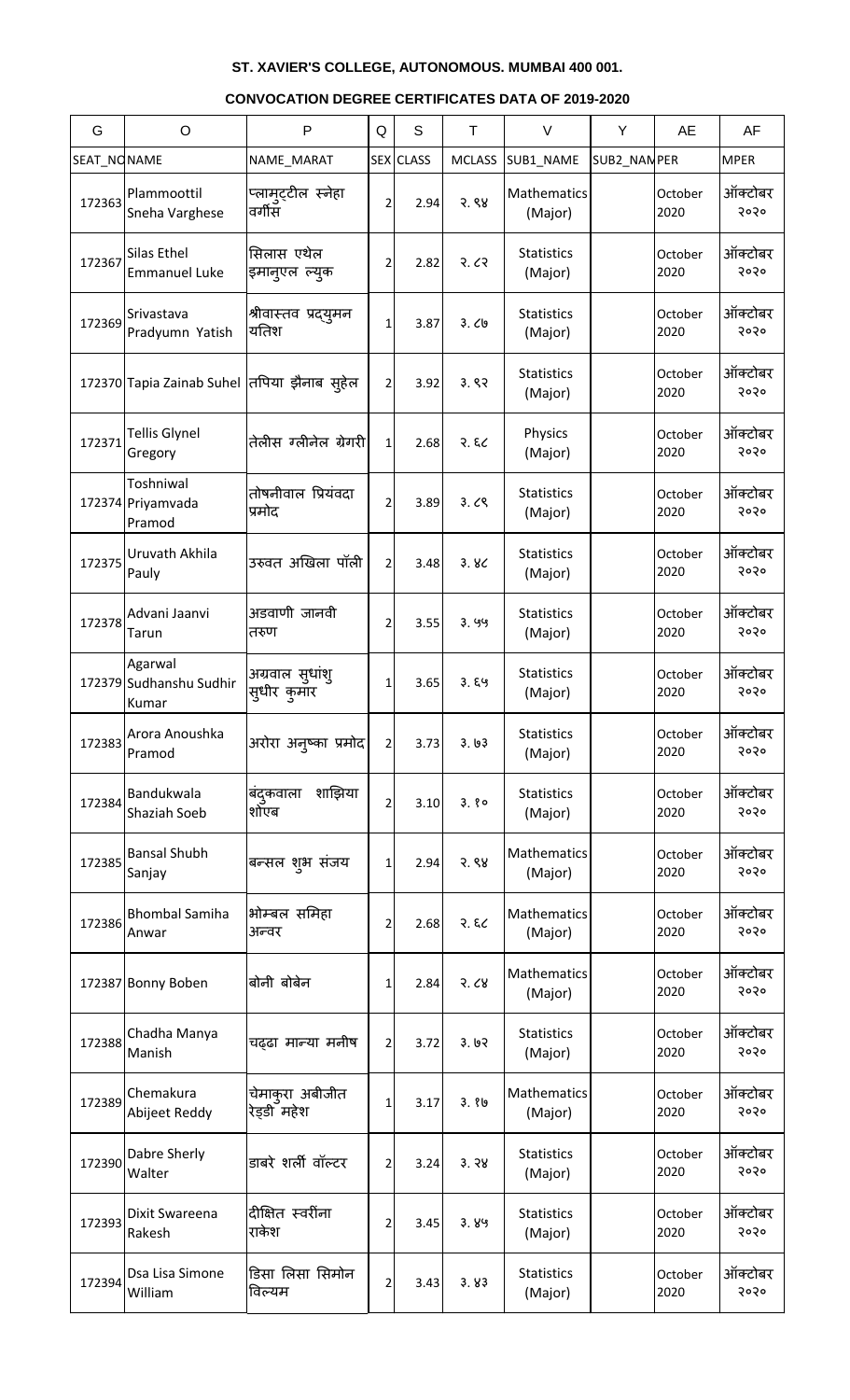**ST. XAVIER'S COLLEGE, AUTONOMOUS. MUMBAI 400 001.**

**CONVOCATION DEGREE CERTIFICATES DATA OF 2019-2020**

| G | O | P | Q | S | T | V | Y | AE | AF |
|---|---|---|---|---|---|---|---|---|---|
| SEAT_NO | NAME | NAME_MARAT | SEX | CLASS | MCLASS | SUB1_NAME | SUB2_NAM | PER | MPER |
| 172363 | Plammoottil Sneha Varghese | प्लामुट्टील स्नेहा वर्गीस | 2 | 2.94 | २.९४ | Mathematics (Major) | | October 2020 | ऑक्टोबर २०२० |
| 172367 | Silas Ethel Emmanuel Luke | सिलास एथेल इमानुएल ल्युक | 2 | 2.82 | २.८२ | Statistics (Major) | | October 2020 | ऑक्टोबर २०२० |
| 172369 | Srivastava Pradyumn Yatish | श्रीवास्तव प्रद्युमन यतिश | 1 | 3.87 | ३.८७ | Statistics (Major) | | October 2020 | ऑक्टोबर २०२० |
| 172370 | Tapia Zainab Suhel | तपिया झैनाब सुहेल | 2 | 3.92 | ३.९२ | Statistics (Major) | | October 2020 | ऑक्टोबर २०२० |
| 172371 | Tellis Glynel Gregory | तेलीस ग्लीनेल ग्रेगरी | 1 | 2.68 | २.६८ | Physics (Major) | | October 2020 | ऑक्टोबर २०२० |
| 172374 | Toshniwal Priyamvada Pramod | तोषनीवाल प्रियंवदा प्रमोद | 2 | 3.89 | ३.८९ | Statistics (Major) | | October 2020 | ऑक्टोबर २०२० |
| 172375 | Uruvath Akhila Pauly | उरुवत अखिला पॉली | 2 | 3.48 | ३.४८ | Statistics (Major) | | October 2020 | ऑक्टोबर २०२० |
| 172378 | Advani Jaanvi Tarun | अडवाणी जानवी तरुण | 2 | 3.55 | ३.५५ | Statistics (Major) | | October 2020 | ऑक्टोबर २०२० |
| 172379 | Agarwal Sudhanshu Sudhir Kumar | अग्रवाल सुधांशु सुधीर कुमार | 1 | 3.65 | ३.६५ | Statistics (Major) | | October 2020 | ऑक्टोबर २०२० |
| 172383 | Arora Anoushka Pramod | अरोरा अनुष्का प्रमोद | 2 | 3.73 | ३.७३ | Statistics (Major) | | October 2020 | ऑक्टोबर २०२० |
| 172384 | Bandukwala Shaziah Soeb | बंदुकवाला शाझिया शोएब | 2 | 3.10 | ३.१० | Statistics (Major) | | October 2020 | ऑक्टोबर २०२० |
| 172385 | Bansal Shubh Sanjay | बन्सल शुभ संजय | 1 | 2.94 | २.९४ | Mathematics (Major) | | October 2020 | ऑक्टोबर २०२० |
| 172386 | Bhombal Samiha Anwar | भोम्बल समिहा अन्वर | 2 | 2.68 | २.६८ | Mathematics (Major) | | October 2020 | ऑक्टोबर २०२० |
| 172387 | Bonny Boben | बोनी बोबेन | 1 | 2.84 | २.८४ | Mathematics (Major) | | October 2020 | ऑक्टोबर २०२० |
| 172388 | Chadha Manya Manish | चढ्ढा मान्या मनीष | 2 | 3.72 | ३.७२ | Statistics (Major) | | October 2020 | ऑक्टोबर २०२० |
| 172389 | Chemakura Abijeet Reddy | चेमाकुरा अबीजीत रेड्डी महेश | 1 | 3.17 | ३.१७ | Mathematics (Major) | | October 2020 | ऑक्टोबर २०२० |
| 172390 | Dabre Sherly Walter | डाबरे शर्ली वॉल्टर | 2 | 3.24 | ३.२४ | Statistics (Major) | | October 2020 | ऑक्टोबर २०२० |
| 172393 | Dixit Swareena Rakesh | दीक्षित स्वरींना राकेश | 2 | 3.45 | ३.४५ | Statistics (Major) | | October 2020 | ऑक्टोबर २०२० |
| 172394 | Dsa Lisa Simone William | डिसा लिसा सिमोन विल्यम | 2 | 3.43 | ३.४३ | Statistics (Major) | | October 2020 | ऑक्टोबर २०२० |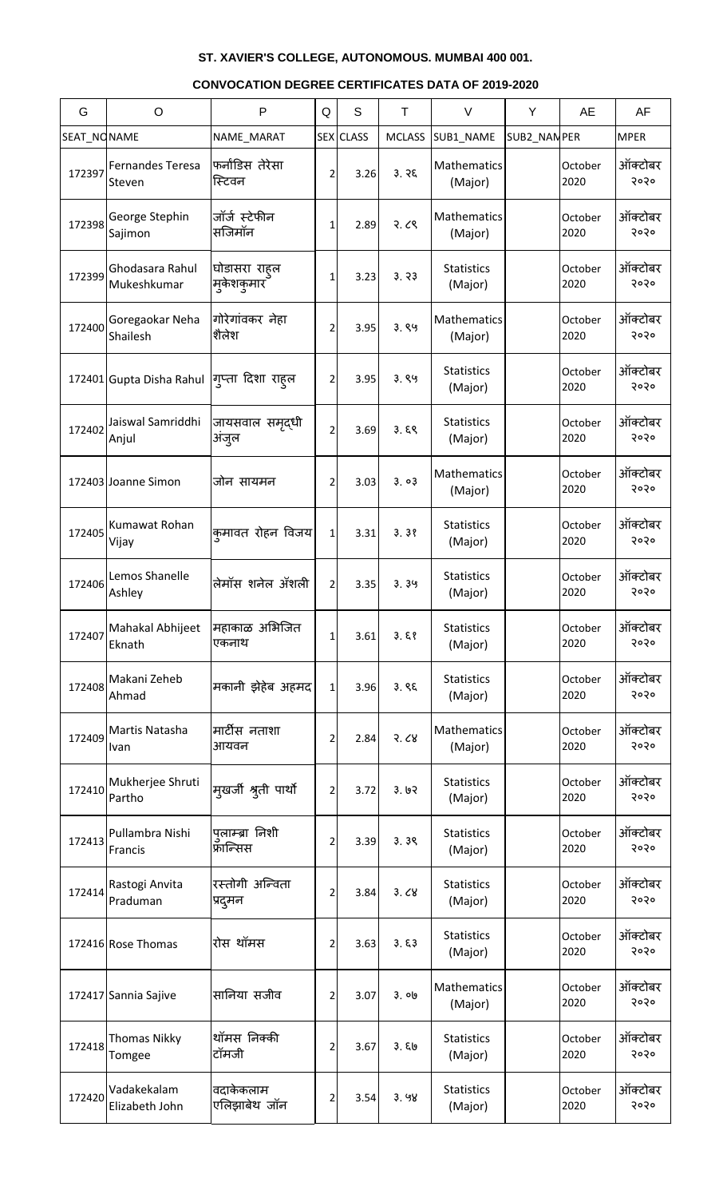**ST. XAVIER'S COLLEGE, AUTONOMOUS. MUMBAI 400 001.**

**CONVOCATION DEGREE CERTIFICATES DATA OF 2019-2020**

| G | O | P | Q | S | T | V | Y | AE | AF |
|---|---|---|---|---|---|---|---|---|---|
| SEAT_NO | NAME | NAME_MARAT | SEX | CLASS | MCLASS | SUB1_NAME | SUB2_NAM | PER | MPER |
| 172397 | Fernandes Teresa Steven | फर्नांडिस तेरेसा स्टिवन | 2 | 3.26 | ३.२६ | Mathematics (Major) | | October 2020 | ऑक्टोबर २०२० |
| 172398 | George Stephin Sajimon | जॉर्ज स्टेफीन सजिमॉन | 1 | 2.89 | २.८९ | Mathematics (Major) | | October 2020 | ऑक्टोबर २०२० |
| 172399 | Ghodasara Rahul Mukeshkumar | घोडासरा राहुल मुकेशकुमार | 1 | 3.23 | ३.२३ | Statistics (Major) | | October 2020 | ऑक्टोबर २०२० |
| 172400 | Goregaokar Neha Shailesh | गोरेगांवकर नेहा शैलेश | 2 | 3.95 | ३.९५ | Mathematics (Major) | | October 2020 | ऑक्टोबर २०२० |
| 172401 | Gupta Disha Rahul | गुप्ता दिशा राहुल | 2 | 3.95 | ३.९५ | Statistics (Major) | | October 2020 | ऑक्टोबर २०२० |
| 172402 | Jaiswal Samriddhi Anjul | जायसवाल समृद्धी अंजुल | 2 | 3.69 | ३.६९ | Statistics (Major) | | October 2020 | ऑक्टोबर २०२० |
| 172403 | Joanne Simon | जोन सायमन | 2 | 3.03 | ३.०३ | Mathematics (Major) | | October 2020 | ऑक्टोबर २०२० |
| 172405 | Kumawat Rohan Vijay | कुमावत रोहन विजय | 1 | 3.31 | ३.३१ | Statistics (Major) | | October 2020 | ऑक्टोबर २०२० |
| 172406 | Lemos Shanelle Ashley | लेमॉस शनेल ॲशली | 2 | 3.35 | ३.३५ | Statistics (Major) | | October 2020 | ऑक्टोबर २०२० |
| 172407 | Mahakal Abhijeet Eknath | महाकाळ अभिजित एकनाथ | 1 | 3.61 | ३.६१ | Statistics (Major) | | October 2020 | ऑक्टोबर २०२० |
| 172408 | Makani Zeheb Ahmad | मकानी झेहेब अहमद | 1 | 3.96 | ३.९६ | Statistics (Major) | | October 2020 | ऑक्टोबर २०२० |
| 172409 | Martis Natasha Ivan | मार्टीस नताशा आयवन | 2 | 2.84 | २.८४ | Mathematics (Major) | | October 2020 | ऑक्टोबर २०२० |
| 172410 | Mukherjee Shruti Partho | मुखर्जी श्रुती पार्थो | 2 | 3.72 | ३.७२ | Statistics (Major) | | October 2020 | ऑक्टोबर २०२० |
| 172413 | Pullambra Nishi Francis | पुलाम्ब्रा निशी फ्रान्सिस | 2 | 3.39 | ३.३९ | Statistics (Major) | | October 2020 | ऑक्टोबर २०२० |
| 172414 | Rastogi Anvita Praduman | रस्तोगी अन्विता प्रदुमन | 2 | 3.84 | ३.८४ | Statistics (Major) | | October 2020 | ऑक्टोबर २०२० |
| 172416 | Rose Thomas | रोस थॉमस | 2 | 3.63 | ३.६३ | Statistics (Major) | | October 2020 | ऑक्टोबर २०२० |
| 172417 | Sannia Sajive | सानिया सजीव | 2 | 3.07 | ३.०७ | Mathematics (Major) | | October 2020 | ऑक्टोबर २०२० |
| 172418 | Thomas Nikky Tomgee | थॉमस निक्की टॉमजी | 2 | 3.67 | ३.६७ | Statistics (Major) | | October 2020 | ऑक्टोबर २०२० |
| 172420 | Vadakekalam Elizabeth John | वदाकेकलाम एलिझाबेथ जॉन | 2 | 3.54 | ३.५४ | Statistics (Major) | | October 2020 | ऑक्टोबर २०२० |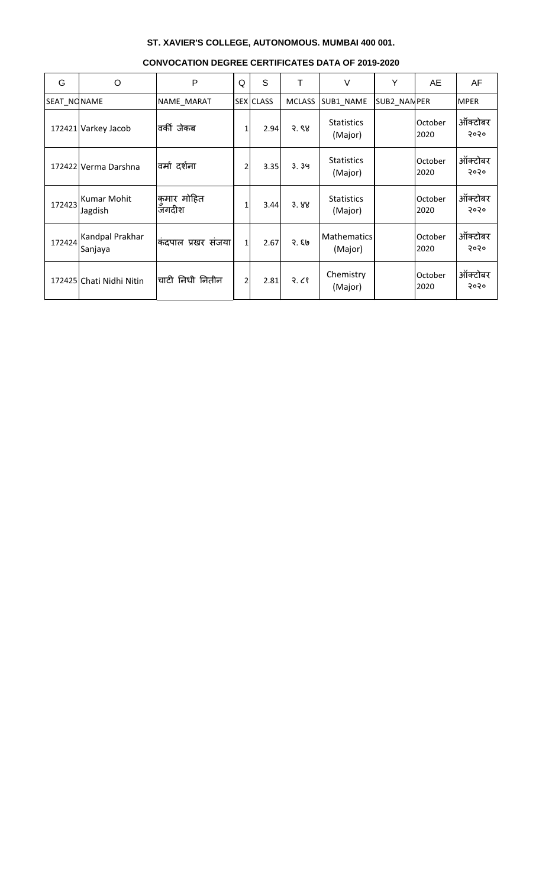**ST. XAVIER'S COLLEGE, AUTONOMOUS. MUMBAI 400 001.**

**CONVOCATION DEGREE CERTIFICATES DATA OF 2019-2020**

| G | O | P | Q | S | T | V | Y | AE | AF |
|---|---|---|---|---|---|---|---|---|---|
| SEAT_NO | NAME | NAME_MARAT | SEX | CLASS | MCLASS | SUB1_NAME | SUB2_NAM | PER | MPER |
| 172421 | Varkey Jacob | वर्की जेकब | 1 | 2.94 | २.९४ | Statistics (Major) | | October 2020 | ऑक्टोबर २०२० |
| 172422 | Verma Darshna | वर्मा दर्शना | 2 | 3.35 | ३.३५ | Statistics (Major) | | October 2020 | ऑक्टोबर २०२० |
| 172423 | Kumar Mohit Jagdish | कुमार मोहित जगदीश | 1 | 3.44 | ३.४४ | Statistics (Major) | | October 2020 | ऑक्टोबर २०२० |
| 172424 | Kandpal Prakhar Sanjaya | कंदपाल प्रखर संजया | 1 | 2.67 | २.६७ | Mathematics (Major) | | October 2020 | ऑक्टोबर २०२० |
| 172425 | Chati Nidhi Nitin | चाटी निधी नितीन | 2 | 2.81 | २.८१ | Chemistry (Major) | | October 2020 | ऑक्टोबर २०२० |